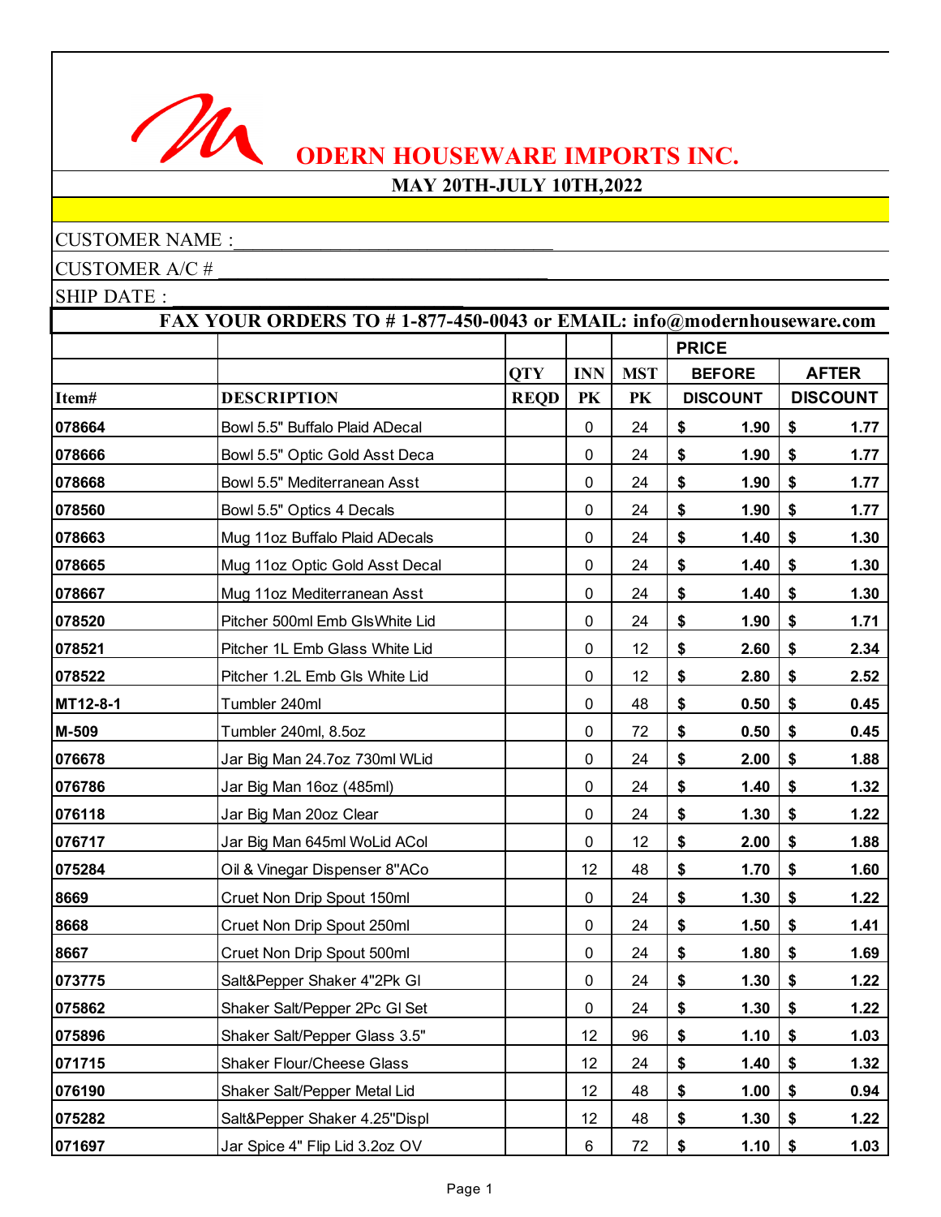# ODERN HOUSEWARE IMPORTS INC.

## MAY 20TH-JULY 10TH,2022

CUSTOMER NAME :________________________________

CUSTOMER A/C # ________________________________

SHIP DATE : ________________________________

**FAX YOUR ORDERS TO # 1-877-450-0043 or EMAIL: info@modernhouseware.com**

| | | | | | PRICE | |
|---|---|---|---|---|---|---|
| | | QTY | INN | MST | BEFORE | AFTER |
| Item# | DESCRIPTION | REQD | PK | PK | DISCOUNT | DISCOUNT |
| 078664 | Bowl 5.5" Buffalo Plaid ADecal | | 0 | 24 | $ 1.90 | $ 1.77 |
| 078666 | Bowl 5.5" Optic Gold Asst Deca | | 0 | 24 | $ 1.90 | $ 1.77 |
| 078668 | Bowl 5.5" Mediterranean Asst | | 0 | 24 | $ 1.90 | $ 1.77 |
| 078560 | Bowl 5.5" Optics 4 Decals | | 0 | 24 | $ 1.90 | $ 1.77 |
| 078663 | Mug 11oz Buffalo Plaid ADecals | | 0 | 24 | $ 1.40 | $ 1.30 |
| 078665 | Mug 11oz Optic Gold Asst Decal | | 0 | 24 | $ 1.40 | $ 1.30 |
| 078667 | Mug 11oz Mediterranean Asst | | 0 | 24 | $ 1.40 | $ 1.30 |
| 078520 | Pitcher 500ml Emb GlsWhite Lid | | 0 | 24 | $ 1.90 | $ 1.71 |
| 078521 | Pitcher 1L Emb Glass White Lid | | 0 | 12 | $ 2.60 | $ 2.34 |
| 078522 | Pitcher 1.2L Emb Gls White Lid | | 0 | 12 | $ 2.80 | $ 2.52 |
| MT12-8-1 | Tumbler 240ml | | 0 | 48 | $ 0.50 | $ 0.45 |
| M-509 | Tumbler 240ml, 8.5oz | | 0 | 72 | $ 0.50 | $ 0.45 |
| 076678 | Jar Big Man 24.7oz 730ml WLid | | 0 | 24 | $ 2.00 | $ 1.88 |
| 076786 | Jar Big Man 16oz (485ml) | | 0 | 24 | $ 1.40 | $ 1.32 |
| 076118 | Jar Big Man 20oz Clear | | 0 | 24 | $ 1.30 | $ 1.22 |
| 076717 | Jar Big Man 645ml WoLid ACol | | 0 | 12 | $ 2.00 | $ 1.88 |
| 075284 | Oil & Vinegar Dispenser 8"ACo | | 12 | 48 | $ 1.70 | $ 1.60 |
| 8669 | Cruet Non Drip Spout 150ml | | 0 | 24 | $ 1.30 | $ 1.22 |
| 8668 | Cruet Non Drip Spout 250ml | | 0 | 24 | $ 1.50 | $ 1.41 |
| 8667 | Cruet Non Drip Spout 500ml | | 0 | 24 | $ 1.80 | $ 1.69 |
| 073775 | Salt&Pepper Shaker 4"2Pk Gl | | 0 | 24 | $ 1.30 | $ 1.22 |
| 075862 | Shaker Salt/Pepper 2Pc Gl Set | | 0 | 24 | $ 1.30 | $ 1.22 |
| 075896 | Shaker Salt/Pepper Glass 3.5" | | 12 | 96 | $ 1.10 | $ 1.03 |
| 071715 | Shaker Flour/Cheese Glass | | 12 | 24 | $ 1.40 | $ 1.32 |
| 076190 | Shaker Salt/Pepper Metal Lid | | 12 | 48 | $ 1.00 | $ 0.94 |
| 075282 | Salt&Pepper Shaker 4.25"Displ | | 12 | 48 | $ 1.30 | $ 1.22 |
| 071697 | Jar Spice 4" Flip Lid 3.2oz OV | | 6 | 72 | $ 1.10 | $ 1.03 |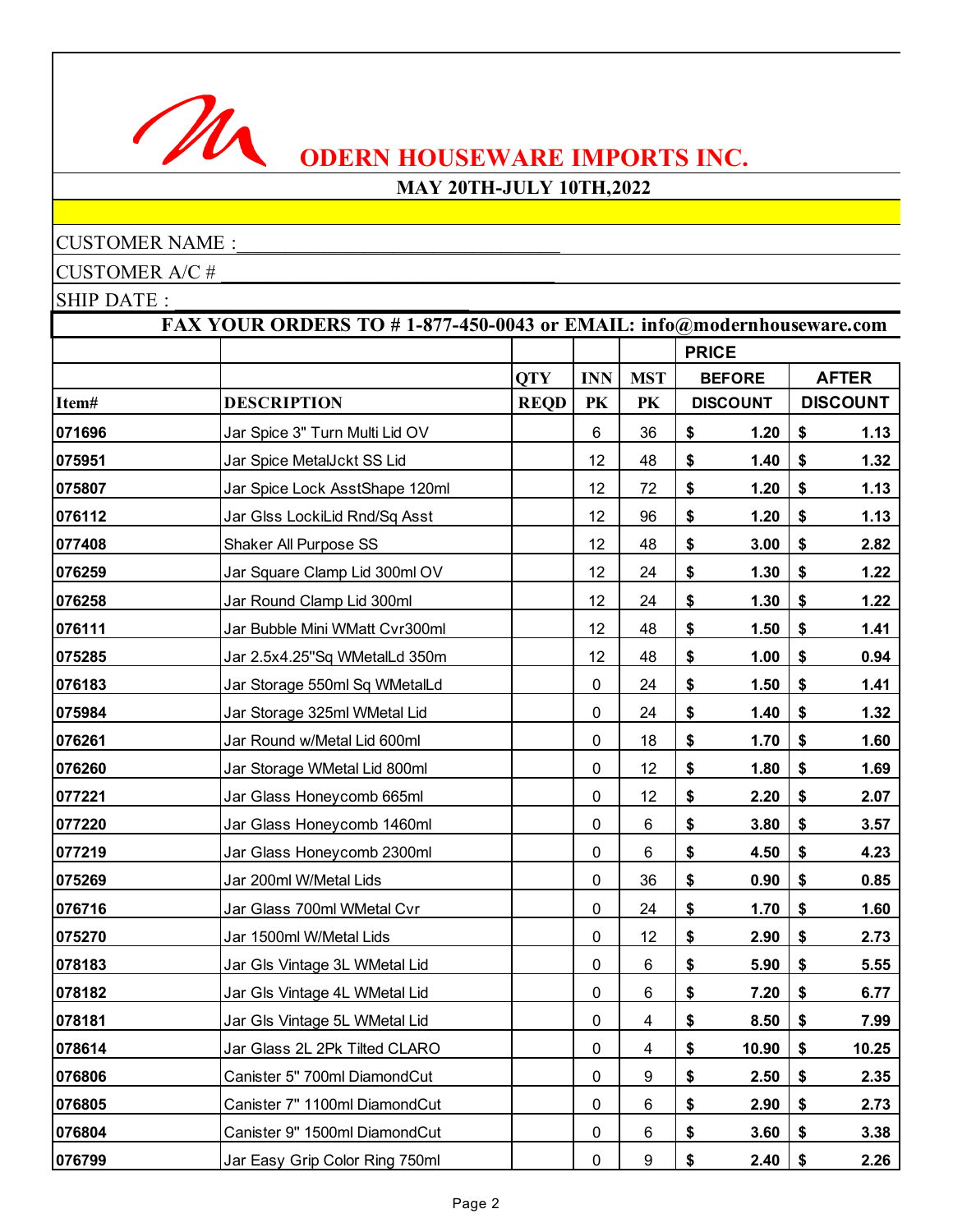# ODERN HOUSEWARE IMPORTS INC.

**MAY 20TH-JULY 10TH,2022**

CUSTOMER NAME :_______________________________

CUSTOMER A/C # _______________________________

SHIP DATE : _______________________________

**FAX YOUR ORDERS TO # 1-877-450-0043 or EMAIL: info@modernhouseware.com**

| | | | | | PRICE | |
|---|---|---|---|---|---|---|
| | | QTY | INN | MST | BEFORE | AFTER |
| Item# | DESCRIPTION | REQD | PK | PK | DISCOUNT | DISCOUNT |
| 071696 | Jar Spice 3" Turn Multi Lid OV | | 6 | 36 | $ 1.20 | $ 1.13 |
| 075951 | Jar Spice MetalJckt SS Lid | | 12 | 48 | $ 1.40 | $ 1.32 |
| 075807 | Jar Spice Lock AsstShape 120ml | | 12 | 72 | $ 1.20 | $ 1.13 |
| 076112 | Jar Glss LockiLid Rnd/Sq Asst | | 12 | 96 | $ 1.20 | $ 1.13 |
| 077408 | Shaker All Purpose SS | | 12 | 48 | $ 3.00 | $ 2.82 |
| 076259 | Jar Square Clamp Lid 300ml OV | | 12 | 24 | $ 1.30 | $ 1.22 |
| 076258 | Jar Round Clamp Lid 300ml | | 12 | 24 | $ 1.30 | $ 1.22 |
| 076111 | Jar Bubble Mini WMatt Cvr300ml | | 12 | 48 | $ 1.50 | $ 1.41 |
| 075285 | Jar 2.5x4.25"Sq WMetalLd 350m | | 12 | 48 | $ 1.00 | $ 0.94 |
| 076183 | Jar Storage 550ml Sq WMetalLd | | 0 | 24 | $ 1.50 | $ 1.41 |
| 075984 | Jar Storage 325ml WMetal Lid | | 0 | 24 | $ 1.40 | $ 1.32 |
| 076261 | Jar Round w/Metal Lid 600ml | | 0 | 18 | $ 1.70 | $ 1.60 |
| 076260 | Jar Storage WMetal Lid 800ml | | 0 | 12 | $ 1.80 | $ 1.69 |
| 077221 | Jar Glass Honeycomb 665ml | | 0 | 12 | $ 2.20 | $ 2.07 |
| 077220 | Jar Glass Honeycomb 1460ml | | 0 | 6 | $ 3.80 | $ 3.57 |
| 077219 | Jar Glass Honeycomb 2300ml | | 0 | 6 | $ 4.50 | $ 4.23 |
| 075269 | Jar 200ml W/Metal Lids | | 0 | 36 | $ 0.90 | $ 0.85 |
| 076716 | Jar Glass 700ml WMetal Cvr | | 0 | 24 | $ 1.70 | $ 1.60 |
| 075270 | Jar 1500ml W/Metal Lids | | 0 | 12 | $ 2.90 | $ 2.73 |
| 078183 | Jar Gls Vintage 3L WMetal Lid | | 0 | 6 | $ 5.90 | $ 5.55 |
| 078182 | Jar Gls Vintage 4L WMetal Lid | | 0 | 6 | $ 7.20 | $ 6.77 |
| 078181 | Jar Gls Vintage 5L WMetal Lid | | 0 | 4 | $ 8.50 | $ 7.99 |
| 078614 | Jar Glass 2L 2Pk Tilted CLARO | | 0 | 4 | $ 10.90 | $ 10.25 |
| 076806 | Canister 5" 700ml DiamondCut | | 0 | 9 | $ 2.50 | $ 2.35 |
| 076805 | Canister 7" 1100ml DiamondCut | | 0 | 6 | $ 2.90 | $ 2.73 |
| 076804 | Canister 9" 1500ml DiamondCut | | 0 | 6 | $ 3.60 | $ 3.38 |
| 076799 | Jar Easy Grip Color Ring 750ml | | 0 | 9 | $ 2.40 | $ 2.26 |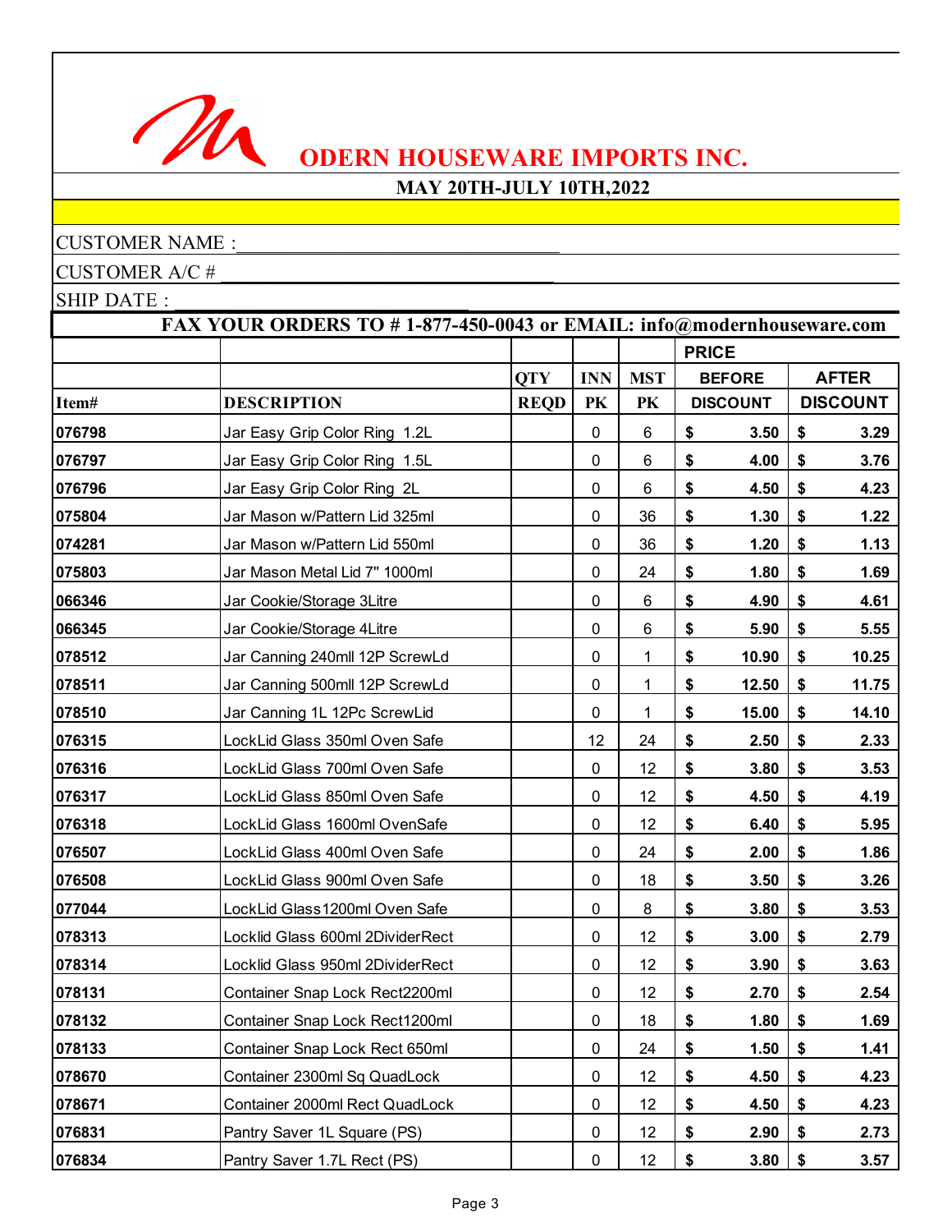# ODERN HOUSEWARE IMPORTS INC.

**MAY 20TH-JULY 10TH,2022**

CUSTOMER NAME :_______________________________

CUSTOMER A/C # _______________________________

SHIP DATE : _______________________________

**FAX YOUR ORDERS TO # 1-877-450-0043 or EMAIL: info@modernhouseware.com**

| | | | | | PRICE | |
|---|---|---|---|---|---|---|
| | | QTY | INN | MST | BEFORE | AFTER |
| Item# | DESCRIPTION | REQD | PK | PK | DISCOUNT | DISCOUNT |
| 076798 | Jar Easy Grip Color Ring 1.2L | | 0 | 6 | $ 3.50 | $ 3.29 |
| 076797 | Jar Easy Grip Color Ring 1.5L | | 0 | 6 | $ 4.00 | $ 3.76 |
| 076796 | Jar Easy Grip Color Ring 2L | | 0 | 6 | $ 4.50 | $ 4.23 |
| 075804 | Jar Mason w/Pattern Lid 325ml | | 0 | 36 | $ 1.30 | $ 1.22 |
| 074281 | Jar Mason w/Pattern Lid 550ml | | 0 | 36 | $ 1.20 | $ 1.13 |
| 075803 | Jar Mason Metal Lid 7" 1000ml | | 0 | 24 | $ 1.80 | $ 1.69 |
| 066346 | Jar Cookie/Storage 3Litre | | 0 | 6 | $ 4.90 | $ 4.61 |
| 066345 | Jar Cookie/Storage 4Litre | | 0 | 6 | $ 5.90 | $ 5.55 |
| 078512 | Jar Canning 240mll 12P ScrewLd | | 0 | 1 | $ 10.90 | $ 10.25 |
| 078511 | Jar Canning 500mll 12P ScrewLd | | 0 | 1 | $ 12.50 | $ 11.75 |
| 078510 | Jar Canning 1L 12Pc ScrewLid | | 0 | 1 | $ 15.00 | $ 14.10 |
| 076315 | LockLid Glass 350ml Oven Safe | | 12 | 24 | $ 2.50 | $ 2.33 |
| 076316 | LockLid Glass 700ml Oven Safe | | 0 | 12 | $ 3.80 | $ 3.53 |
| 076317 | LockLid Glass 850ml Oven Safe | | 0 | 12 | $ 4.50 | $ 4.19 |
| 076318 | LockLid Glass 1600ml OvenSafe | | 0 | 12 | $ 6.40 | $ 5.95 |
| 076507 | LockLid Glass 400ml Oven Safe | | 0 | 24 | $ 2.00 | $ 1.86 |
| 076508 | LockLid Glass 900ml Oven Safe | | 0 | 18 | $ 3.50 | $ 3.26 |
| 077044 | LockLid Glass1200ml Oven Safe | | 0 | 8 | $ 3.80 | $ 3.53 |
| 078313 | Locklid Glass 600ml 2DividerRect | | 0 | 12 | $ 3.00 | $ 2.79 |
| 078314 | Locklid Glass 950ml 2DividerRect | | 0 | 12 | $ 3.90 | $ 3.63 |
| 078131 | Container Snap Lock Rect2200ml | | 0 | 12 | $ 2.70 | $ 2.54 |
| 078132 | Container Snap Lock Rect1200ml | | 0 | 18 | $ 1.80 | $ 1.69 |
| 078133 | Container Snap Lock Rect 650ml | | 0 | 24 | $ 1.50 | $ 1.41 |
| 078670 | Container 2300ml Sq QuadLock | | 0 | 12 | $ 4.50 | $ 4.23 |
| 078671 | Container 2000ml Rect QuadLock | | 0 | 12 | $ 4.50 | $ 4.23 |
| 076831 | Pantry Saver 1L Square (PS) | | 0 | 12 | $ 2.90 | $ 2.73 |
| 076834 | Pantry Saver 1.7L Rect (PS) | | 0 | 12 | $ 3.80 | $ 3.57 |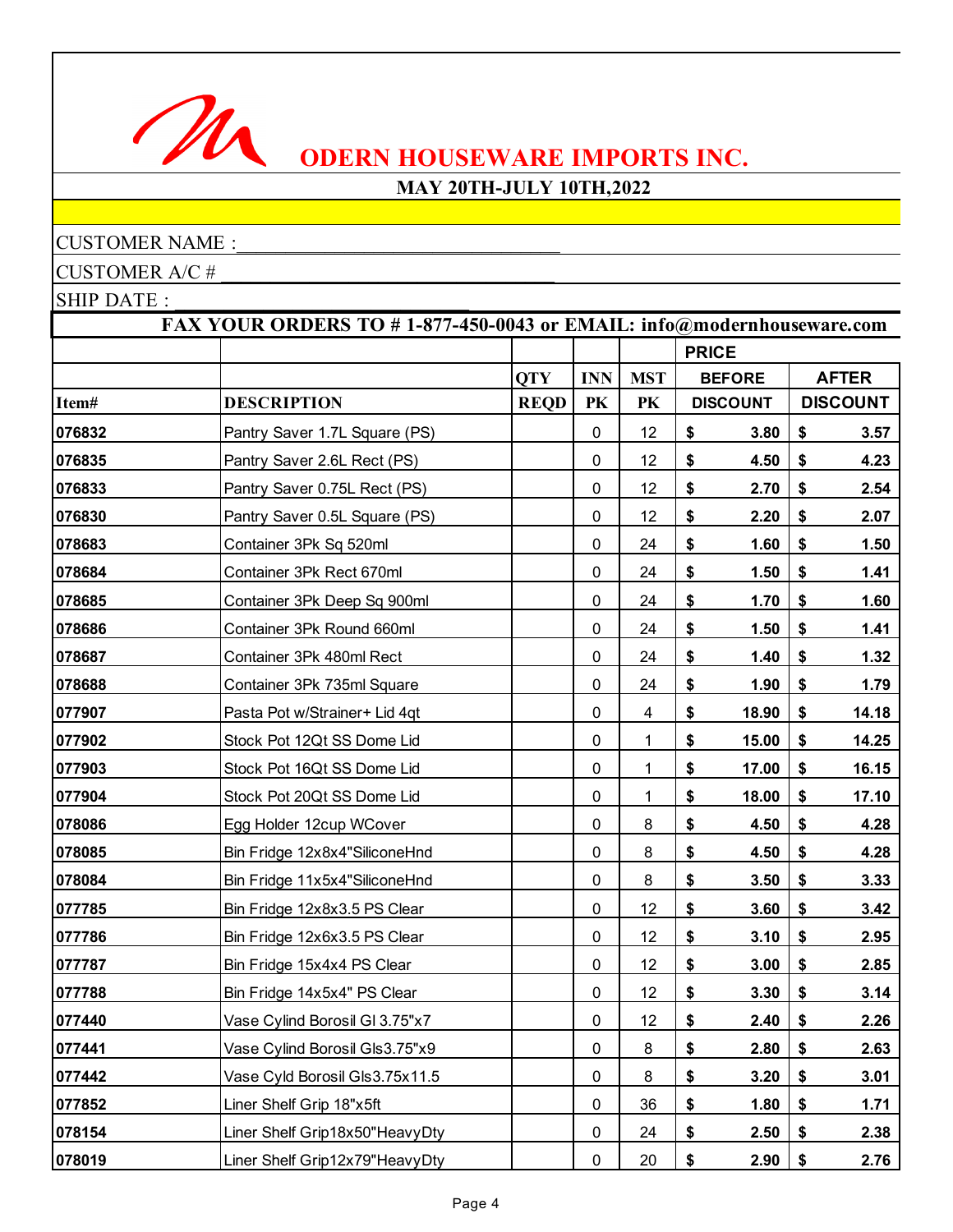# ODERN HOUSEWARE IMPORTS INC.

**MAY 20TH-JULY 10TH,2022**

CUSTOMER NAME :________________________________

CUSTOMER A/C # ________________________________

SHIP DATE : ________________________________

**FAX YOUR ORDERS TO # 1-877-450-0043 or EMAIL: info@modernhouseware.com**

| | | | | | PRICE | |
|---|---|---|---|---|---|---|
| | | QTY | INN | MST | BEFORE | AFTER |
| **Item#** | **DESCRIPTION** | **REQD** | **PK** | **PK** | **DISCOUNT** | **DISCOUNT** |
| **076832** | Pantry Saver 1.7L Square (PS) | | 0 | 12 | $ **3.80** | $ **3.57** |
| **076835** | Pantry Saver 2.6L Rect (PS) | | 0 | 12 | $ **4.50** | $ **4.23** |
| **076833** | Pantry Saver 0.75L Rect (PS) | | 0 | 12 | $ **2.70** | $ **2.54** |
| **076830** | Pantry Saver 0.5L Square (PS) | | 0 | 12 | $ **2.20** | $ **2.07** |
| **078683** | Container 3Pk Sq 520ml | | 0 | 24 | $ **1.60** | $ **1.50** |
| **078684** | Container 3Pk Rect 670ml | | 0 | 24 | $ **1.50** | $ **1.41** |
| **078685** | Container 3Pk Deep Sq 900ml | | 0 | 24 | $ **1.70** | $ **1.60** |
| **078686** | Container 3Pk Round 660ml | | 0 | 24 | $ **1.50** | $ **1.41** |
| **078687** | Container 3Pk 480ml Rect | | 0 | 24 | $ **1.40** | $ **1.32** |
| **078688** | Container 3Pk 735ml Square | | 0 | 24 | $ **1.90** | $ **1.79** |
| **077907** | Pasta Pot w/Strainer+ Lid 4qt | | 0 | 4 | $ **18.90** | $ **14.18** |
| **077902** | Stock Pot 12Qt SS Dome Lid | | 0 | 1 | $ **15.00** | $ **14.25** |
| **077903** | Stock Pot 16Qt SS Dome Lid | | 0 | 1 | $ **17.00** | $ **16.15** |
| **077904** | Stock Pot 20Qt SS Dome Lid | | 0 | 1 | $ **18.00** | $ **17.10** |
| **078086** | Egg Holder 12cup WCover | | 0 | 8 | $ **4.50** | $ **4.28** |
| **078085** | Bin Fridge 12x8x4"SiliconeHnd | | 0 | 8 | $ **4.50** | $ **4.28** |
| **078084** | Bin Fridge 11x5x4"SiliconeHnd | | 0 | 8 | $ **3.50** | $ **3.33** |
| **077785** | Bin Fridge 12x8x3.5 PS Clear | | 0 | 12 | $ **3.60** | $ **3.42** |
| **077786** | Bin Fridge 12x6x3.5 PS Clear | | 0 | 12 | $ **3.10** | $ **2.95** |
| **077787** | Bin Fridge 15x4x4 PS Clear | | 0 | 12 | $ **3.00** | $ **2.85** |
| **077788** | Bin Fridge 14x5x4" PS Clear | | 0 | 12 | $ **3.30** | $ **3.14** |
| **077440** | Vase Cylind Borosil Gl 3.75"x7 | | 0 | 12 | $ **2.40** | $ **2.26** |
| **077441** | Vase Cylind Borosil Gls3.75"x9 | | 0 | 8 | $ **2.80** | $ **2.63** |
| **077442** | Vase Cyld Borosil Gls3.75x11.5 | | 0 | 8 | $ **3.20** | $ **3.01** |
| **077852** | Liner Shelf Grip 18"x5ft | | 0 | 36 | $ **1.80** | $ **1.71** |
| **078154** | Liner Shelf Grip18x50"HeavyDty | | 0 | 24 | $ **2.50** | $ **2.38** |
| **078019** | Liner Shelf Grip12x79"HeavyDty | | 0 | 20 | $ **2.90** | $ **2.76** |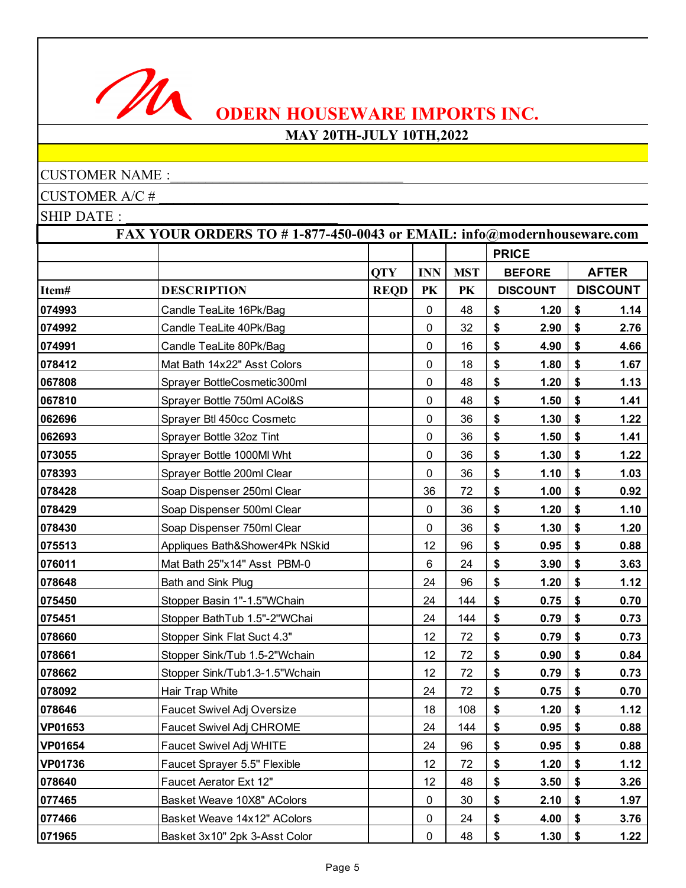# ODERN HOUSEWARE IMPORTS INC.

**MAY 20TH-JULY 10TH,2022**

CUSTOMER NAME :\_\_\_\_\_\_\_\_\_\_\_\_\_\_\_\_\_\_\_\_\_\_\_\_\_\_\_\_\_\_\_\_

CUSTOMER A/C # \_\_\_\_\_\_\_\_\_\_\_\_\_\_\_\_\_\_\_\_\_\_\_\_\_\_\_\_\_\_\_\_

SHIP DATE : \_\_\_\_\_\_\_\_\_\_\_\_\_\_\_\_\_\_\_\_\_\_\_\_\_\_\_\_\_\_\_\_

**FAX YOUR ORDERS TO # 1-877-450-0043 or EMAIL: info@modernhouseware.com**

| | | | | | PRICE | |
|---|---|---|---|---|---|---|
| | | QTY | INN | MST | BEFORE | AFTER |
| Item# | DESCRIPTION | REQD | PK | PK | DISCOUNT | DISCOUNT |
| 074993 | Candle TeaLite 16Pk/Bag | | 0 | 48 | $ 1.20 | $ 1.14 |
| 074992 | Candle TeaLite 40Pk/Bag | | 0 | 32 | $ 2.90 | $ 2.76 |
| 074991 | Candle TeaLite 80Pk/Bag | | 0 | 16 | $ 4.90 | $ 4.66 |
| 078412 | Mat Bath 14x22" Asst Colors | | 0 | 18 | $ 1.80 | $ 1.67 |
| 067808 | Sprayer BottleCosmetic300ml | | 0 | 48 | $ 1.20 | $ 1.13 |
| 067810 | Sprayer Bottle 750ml ACol&S | | 0 | 48 | $ 1.50 | $ 1.41 |
| 062696 | Sprayer Btl 450cc Cosmetc | | 0 | 36 | $ 1.30 | $ 1.22 |
| 062693 | Sprayer Bottle 32oz Tint | | 0 | 36 | $ 1.50 | $ 1.41 |
| 073055 | Sprayer Bottle 1000Ml Wht | | 0 | 36 | $ 1.30 | $ 1.22 |
| 078393 | Sprayer Bottle 200ml Clear | | 0 | 36 | $ 1.10 | $ 1.03 |
| 078428 | Soap Dispenser 250ml Clear | | 36 | 72 | $ 1.00 | $ 0.92 |
| 078429 | Soap Dispenser 500ml Clear | | 0 | 36 | $ 1.20 | $ 1.10 |
| 078430 | Soap Dispenser 750ml Clear | | 0 | 36 | $ 1.30 | $ 1.20 |
| 075513 | Appliques Bath&Shower4Pk NSkid | | 12 | 96 | $ 0.95 | $ 0.88 |
| 076011 | Mat Bath 25"x14" Asst PBM-0 | | 6 | 24 | $ 3.90 | $ 3.63 |
| 078648 | Bath and Sink Plug | | 24 | 96 | $ 1.20 | $ 1.12 |
| 075450 | Stopper Basin 1"-1.5"WChain | | 24 | 144 | $ 0.75 | $ 0.70 |
| 075451 | Stopper BathTub 1.5"-2"WChai | | 24 | 144 | $ 0.79 | $ 0.73 |
| 078660 | Stopper Sink Flat Suct 4.3" | | 12 | 72 | $ 0.79 | $ 0.73 |
| 078661 | Stopper Sink/Tub 1.5-2"Wchain | | 12 | 72 | $ 0.90 | $ 0.84 |
| 078662 | Stopper Sink/Tub1.3-1.5"Wchain | | 12 | 72 | $ 0.79 | $ 0.73 |
| 078092 | Hair Trap White | | 24 | 72 | $ 0.75 | $ 0.70 |
| 078646 | Faucet Swivel Adj Oversize | | 18 | 108 | $ 1.20 | $ 1.12 |
| VP01653 | Faucet Swivel Adj CHROME | | 24 | 144 | $ 0.95 | $ 0.88 |
| VP01654 | Faucet Swivel Adj WHITE | | 24 | 96 | $ 0.95 | $ 0.88 |
| VP01736 | Faucet Sprayer 5.5" Flexible | | 12 | 72 | $ 1.20 | $ 1.12 |
| 078640 | Faucet Aerator Ext 12" | | 12 | 48 | $ 3.50 | $ 3.26 |
| 077465 | Basket Weave 10X8" AColors | | 0 | 30 | $ 2.10 | $ 1.97 |
| 077466 | Basket Weave 14x12" AColors | | 0 | 24 | $ 4.00 | $ 3.76 |
| 071965 | Basket 3x10" 2pk 3-Asst Color | | 0 | 48 | $ 1.30 | $ 1.22 |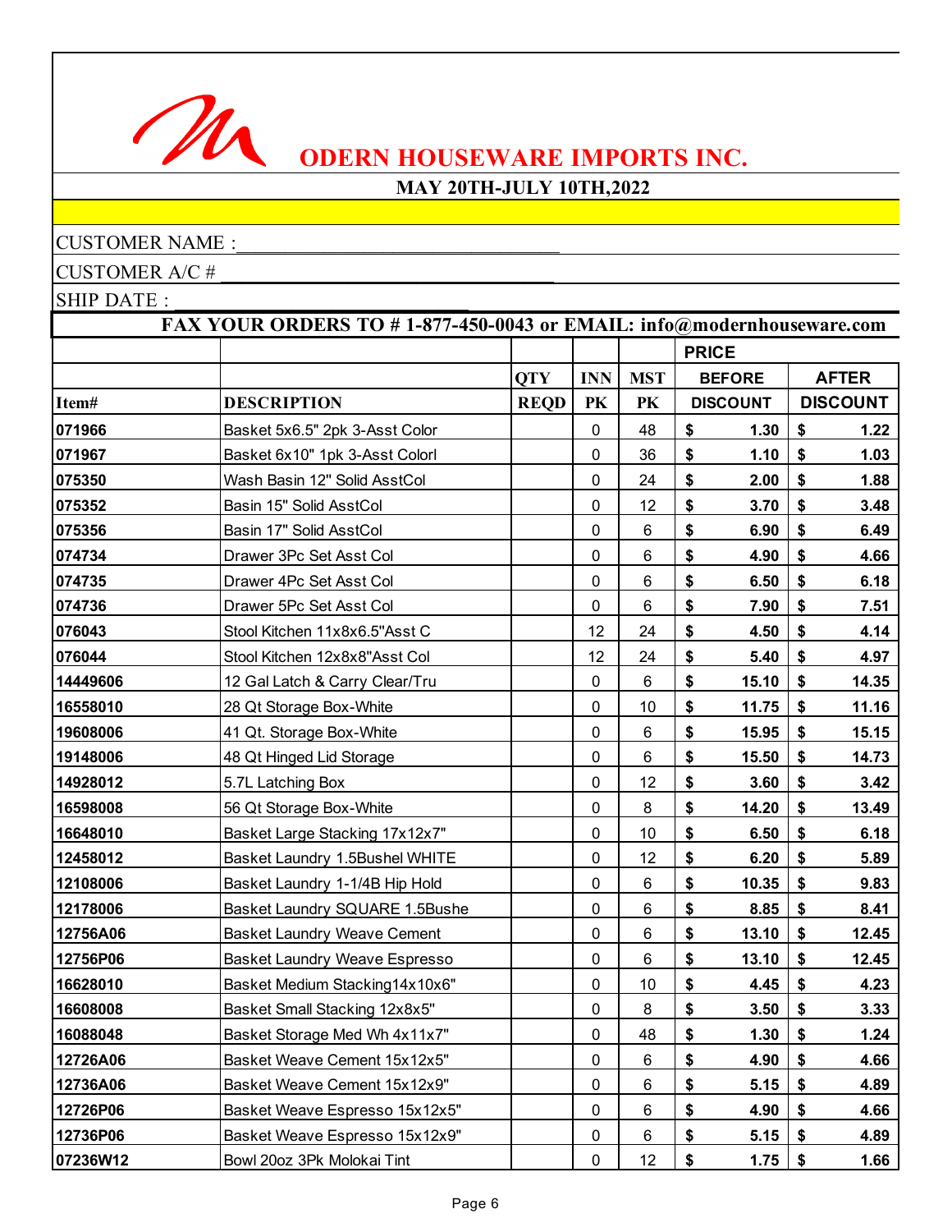# ODERN HOUSEWARE IMPORTS INC.

**MAY 20TH-JULY 10TH,2022**

CUSTOMER NAME :_______________________________

CUSTOMER A/C # _______________________________

SHIP DATE :

**FAX YOUR ORDERS TO # 1-877-450-0043 or EMAIL: info@modernhouseware.com**

| | | | | | PRICE | |
|---|---|---|---|---|---|---|
| | | QTY | INN | MST | BEFORE | AFTER |
| Item# | DESCRIPTION | REQD | PK | PK | DISCOUNT | DISCOUNT |
| 071966 | Basket 5x6.5" 2pk 3-Asst Color | | 0 | 48 | $ 1.30 | $ 1.22 |
| 071967 | Basket 6x10" 1pk 3-Asst Colorl | | 0 | 36 | $ 1.10 | $ 1.03 |
| 075350 | Wash Basin 12" Solid AsstCol | | 0 | 24 | $ 2.00 | $ 1.88 |
| 075352 | Basin 15" Solid AsstCol | | 0 | 12 | $ 3.70 | $ 3.48 |
| 075356 | Basin 17" Solid AsstCol | | 0 | 6 | $ 6.90 | $ 6.49 |
| 074734 | Drawer 3Pc Set Asst Col | | 0 | 6 | $ 4.90 | $ 4.66 |
| 074735 | Drawer 4Pc Set Asst Col | | 0 | 6 | $ 6.50 | $ 6.18 |
| 074736 | Drawer 5Pc Set Asst Col | | 0 | 6 | $ 7.90 | $ 7.51 |
| 076043 | Stool Kitchen 11x8x6.5"Asst C | | 12 | 24 | $ 4.50 | $ 4.14 |
| 076044 | Stool Kitchen 12x8x8"Asst Col | | 12 | 24 | $ 5.40 | $ 4.97 |
| 14449606 | 12 Gal Latch & Carry Clear/Tru | | 0 | 6 | $ 15.10 | $ 14.35 |
| 16558010 | 28 Qt Storage Box-White | | 0 | 10 | $ 11.75 | $ 11.16 |
| 19608006 | 41 Qt. Storage Box-White | | 0 | 6 | $ 15.95 | $ 15.15 |
| 19148006 | 48 Qt Hinged Lid Storage | | 0 | 6 | $ 15.50 | $ 14.73 |
| 14928012 | 5.7L Latching Box | | 0 | 12 | $ 3.60 | $ 3.42 |
| 16598008 | 56 Qt Storage Box-White | | 0 | 8 | $ 14.20 | $ 13.49 |
| 16648010 | Basket Large Stacking 17x12x7" | | 0 | 10 | $ 6.50 | $ 6.18 |
| 12458012 | Basket Laundry 1.5Bushel WHITE | | 0 | 12 | $ 6.20 | $ 5.89 |
| 12108006 | Basket Laundry 1-1/4B Hip Hold | | 0 | 6 | $ 10.35 | $ 9.83 |
| 12178006 | Basket Laundry SQUARE 1.5Bushe | | 0 | 6 | $ 8.85 | $ 8.41 |
| 12756A06 | Basket Laundry Weave Cement | | 0 | 6 | $ 13.10 | $ 12.45 |
| 12756P06 | Basket Laundry Weave Espresso | | 0 | 6 | $ 13.10 | $ 12.45 |
| 16628010 | Basket Medium Stacking14x10x6" | | 0 | 10 | $ 4.45 | $ 4.23 |
| 16608008 | Basket Small Stacking 12x8x5" | | 0 | 8 | $ 3.50 | $ 3.33 |
| 16088048 | Basket Storage Med Wh 4x11x7" | | 0 | 48 | $ 1.30 | $ 1.24 |
| 12726A06 | Basket Weave Cement 15x12x5" | | 0 | 6 | $ 4.90 | $ 4.66 |
| 12736A06 | Basket Weave Cement 15x12x9" | | 0 | 6 | $ 5.15 | $ 4.89 |
| 12726P06 | Basket Weave Espresso 15x12x5" | | 0 | 6 | $ 4.90 | $ 4.66 |
| 12736P06 | Basket Weave Espresso 15x12x9" | | 0 | 6 | $ 5.15 | $ 4.89 |
| 07236W12 | Bowl 20oz 3Pk Molokai Tint | | 0 | 12 | $ 1.75 | $ 1.66 |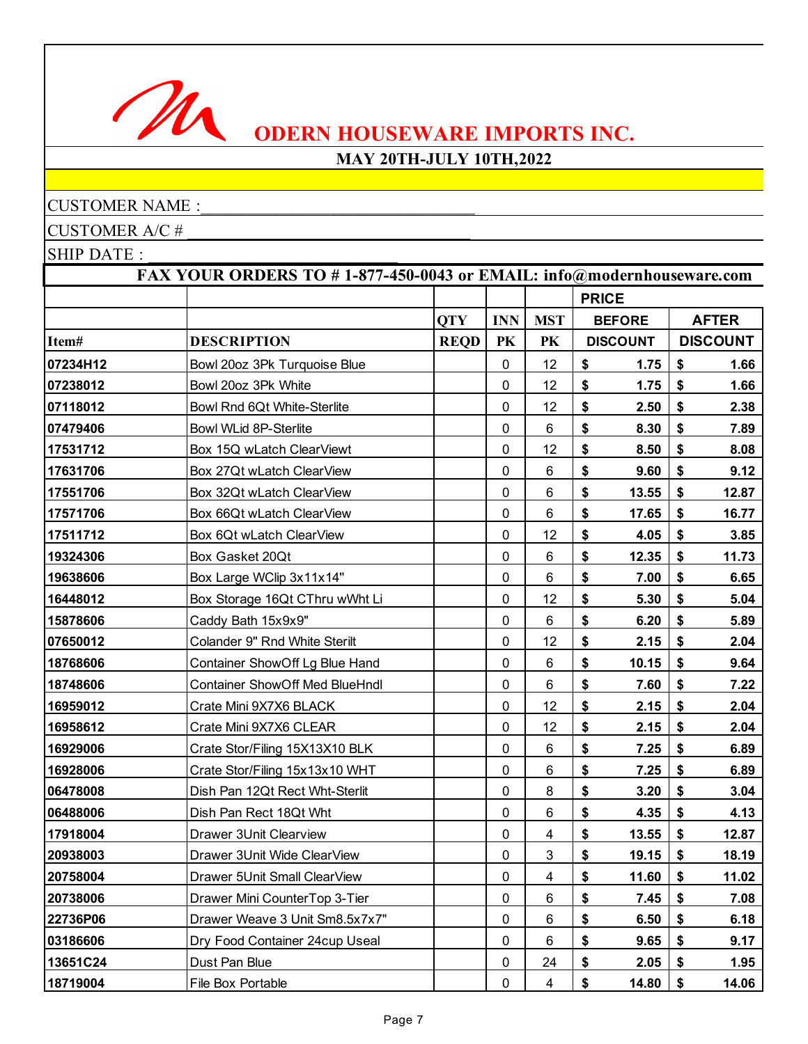# ODERN HOUSEWARE IMPORTS INC.

**MAY 20TH-JULY 10TH,2022**

CUSTOMER NAME :________________________________

CUSTOMER A/C # ________________________________

SHIP DATE : ________________________________

**FAX YOUR ORDERS TO # 1-877-450-0043 or EMAIL: info@modernhouseware.com**

| | | | | | PRICE | |
|---|---|---|---|---|---|---|
| | | QTY | INN | MST | BEFORE | AFTER |
| Item# | DESCRIPTION | REQD | PK | PK | DISCOUNT | DISCOUNT |
| 07234H12 | Bowl 20oz 3Pk Turquoise Blue | | 0 | 12 | $ 1.75 | $ 1.66 |
| 07238012 | Bowl 20oz 3Pk White | | 0 | 12 | $ 1.75 | $ 1.66 |
| 07118012 | Bowl Rnd 6Qt White-Sterlite | | 0 | 12 | $ 2.50 | $ 2.38 |
| 07479406 | Bowl WLid 8P-Sterlite | | 0 | 6 | $ 8.30 | $ 7.89 |
| 17531712 | Box 15Q wLatch ClearViewt | | 0 | 12 | $ 8.50 | $ 8.08 |
| 17631706 | Box 27Qt wLatch ClearView | | 0 | 6 | $ 9.60 | $ 9.12 |
| 17551706 | Box 32Qt wLatch ClearView | | 0 | 6 | $ 13.55 | $ 12.87 |
| 17571706 | Box 66Qt wLatch ClearView | | 0 | 6 | $ 17.65 | $ 16.77 |
| 17511712 | Box 6Qt wLatch ClearView | | 0 | 12 | $ 4.05 | $ 3.85 |
| 19324306 | Box Gasket 20Qt | | 0 | 6 | $ 12.35 | $ 11.73 |
| 19638606 | Box Large WClip 3x11x14" | | 0 | 6 | $ 7.00 | $ 6.65 |
| 16448012 | Box Storage 16Qt CThru wWht Li | | 0 | 12 | $ 5.30 | $ 5.04 |
| 15878606 | Caddy Bath 15x9x9" | | 0 | 6 | $ 6.20 | $ 5.89 |
| 07650012 | Colander 9" Rnd White Sterilt | | 0 | 12 | $ 2.15 | $ 2.04 |
| 18768606 | Container ShowOff Lg Blue Hand | | 0 | 6 | $ 10.15 | $ 9.64 |
| 18748606 | Container ShowOff Med BlueHndl | | 0 | 6 | $ 7.60 | $ 7.22 |
| 16959012 | Crate Mini 9X7X6 BLACK | | 0 | 12 | $ 2.15 | $ 2.04 |
| 16958612 | Crate Mini 9X7X6 CLEAR | | 0 | 12 | $ 2.15 | $ 2.04 |
| 16929006 | Crate Stor/Filing 15X13X10 BLK | | 0 | 6 | $ 7.25 | $ 6.89 |
| 16928006 | Crate Stor/Filing 15x13x10 WHT | | 0 | 6 | $ 7.25 | $ 6.89 |
| 06478008 | Dish Pan 12Qt Rect Wht-Sterlit | | 0 | 8 | $ 3.20 | $ 3.04 |
| 06488006 | Dish Pan Rect 18Qt Wht | | 0 | 6 | $ 4.35 | $ 4.13 |
| 17918004 | Drawer 3Unit Clearview | | 0 | 4 | $ 13.55 | $ 12.87 |
| 20938003 | Drawer 3Unit Wide ClearView | | 0 | 3 | $ 19.15 | $ 18.19 |
| 20758004 | Drawer 5Unit Small ClearView | | 0 | 4 | $ 11.60 | $ 11.02 |
| 20738006 | Drawer Mini CounterTop 3-Tier | | 0 | 6 | $ 7.45 | $ 7.08 |
| 22736P06 | Drawer Weave 3 Unit Sm8.5x7x7" | | 0 | 6 | $ 6.50 | $ 6.18 |
| 03186606 | Dry Food Container 24cup Useal | | 0 | 6 | $ 9.65 | $ 9.17 |
| 13651C24 | Dust Pan Blue | | 0 | 24 | $ 2.05 | $ 1.95 |
| 18719004 | File Box Portable | | 0 | 4 | $ 14.80 | $ 14.06 |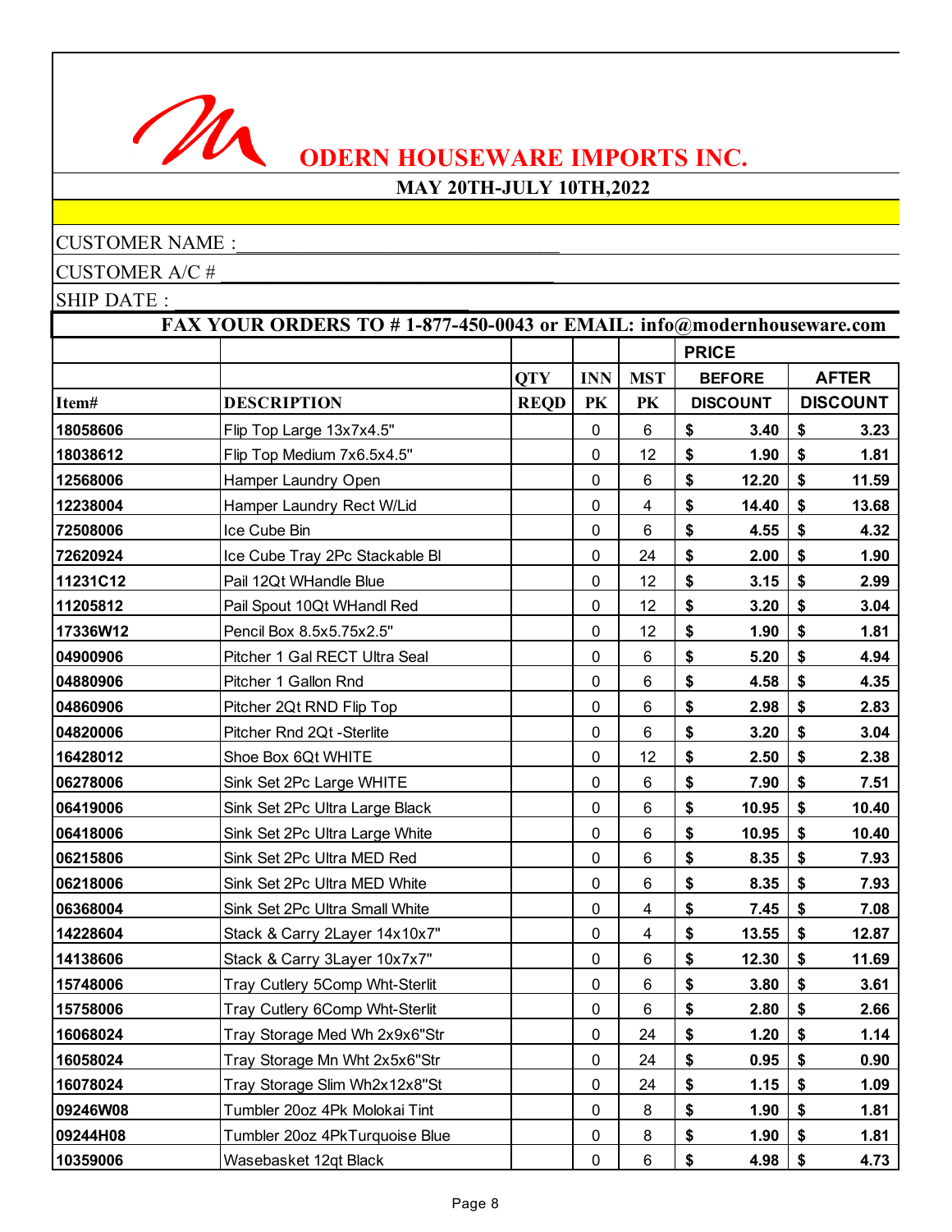# MODERN HOUSEWARE IMPORTS INC.

**MAY 20TH-JULY 10TH,2022**

CUSTOMER NAME :_______________________________

CUSTOMER A/C # _______________________________

SHIP DATE :

**FAX YOUR ORDERS TO # 1-877-450-0043 or EMAIL: info@modernhouseware.com**

| Item# | DESCRIPTION | QTY REQD | INN PK | MST PK | PRICE BEFORE DISCOUNT | | PRICE AFTER DISCOUNT | |
|---|---|---|---|---|---|---|---|---|
| 18058606 | Flip Top Large 13x7x4.5" | | 0 | 6 | $ | 3.40 | $ | 3.23 |
| 18038612 | Flip Top Medium 7x6.5x4.5" | | 0 | 12 | $ | 1.90 | $ | 1.81 |
| 12568006 | Hamper Laundry Open | | 0 | 6 | $ | 12.20 | $ | 11.59 |
| 12238004 | Hamper Laundry Rect W/Lid | | 0 | 4 | $ | 14.40 | $ | 13.68 |
| 72508006 | Ice Cube Bin | | 0 | 6 | $ | 4.55 | $ | 4.32 |
| 72620924 | Ice Cube Tray 2Pc Stackable Bl | | 0 | 24 | $ | 2.00 | $ | 1.90 |
| 11231C12 | Pail 12Qt WHandle Blue | | 0 | 12 | $ | 3.15 | $ | 2.99 |
| 11205812 | Pail Spout 10Qt WHandl Red | | 0 | 12 | $ | 3.20 | $ | 3.04 |
| 17336W12 | Pencil Box 8.5x5.75x2.5" | | 0 | 12 | $ | 1.90 | $ | 1.81 |
| 04900906 | Pitcher 1 Gal RECT Ultra Seal | | 0 | 6 | $ | 5.20 | $ | 4.94 |
| 04880906 | Pitcher 1 Gallon Rnd | | 0 | 6 | $ | 4.58 | $ | 4.35 |
| 04860906 | Pitcher 2Qt RND Flip Top | | 0 | 6 | $ | 2.98 | $ | 2.83 |
| 04820006 | Pitcher Rnd 2Qt -Sterlite | | 0 | 6 | $ | 3.20 | $ | 3.04 |
| 16428012 | Shoe Box 6Qt WHITE | | 0 | 12 | $ | 2.50 | $ | 2.38 |
| 06278006 | Sink Set 2Pc Large WHITE | | 0 | 6 | $ | 7.90 | $ | 7.51 |
| 06419006 | Sink Set 2Pc Ultra Large Black | | 0 | 6 | $ | 10.95 | $ | 10.40 |
| 06418006 | Sink Set 2Pc Ultra Large White | | 0 | 6 | $ | 10.95 | $ | 10.40 |
| 06215806 | Sink Set 2Pc Ultra MED Red | | 0 | 6 | $ | 8.35 | $ | 7.93 |
| 06218006 | Sink Set 2Pc Ultra MED White | | 0 | 6 | $ | 8.35 | $ | 7.93 |
| 06368004 | Sink Set 2Pc Ultra Small White | | 0 | 4 | $ | 7.45 | $ | 7.08 |
| 14228604 | Stack & Carry 2Layer 14x10x7" | | 0 | 4 | $ | 13.55 | $ | 12.87 |
| 14138606 | Stack & Carry 3Layer 10x7x7" | | 0 | 6 | $ | 12.30 | $ | 11.69 |
| 15748006 | Tray Cutlery 5Comp Wht-Sterlit | | 0 | 6 | $ | 3.80 | $ | 3.61 |
| 15758006 | Tray Cutlery 6Comp Wht-Sterlit | | 0 | 6 | $ | 2.80 | $ | 2.66 |
| 16068024 | Tray Storage Med Wh 2x9x6"Str | | 0 | 24 | $ | 1.20 | $ | 1.14 |
| 16058024 | Tray Storage Mn Wht 2x5x6"Str | | 0 | 24 | $ | 0.95 | $ | 0.90 |
| 16078024 | Tray Storage Slim Wh2x12x8"St | | 0 | 24 | $ | 1.15 | $ | 1.09 |
| 09246W08 | Tumbler 20oz 4Pk Molokai Tint | | 0 | 8 | $ | 1.90 | $ | 1.81 |
| 09244H08 | Tumbler 20oz 4PkTurquoise Blue | | 0 | 8 | $ | 1.90 | $ | 1.81 |
| 10359006 | Wasebasket 12qt Black | | 0 | 6 | $ | 4.98 | $ | 4.73 |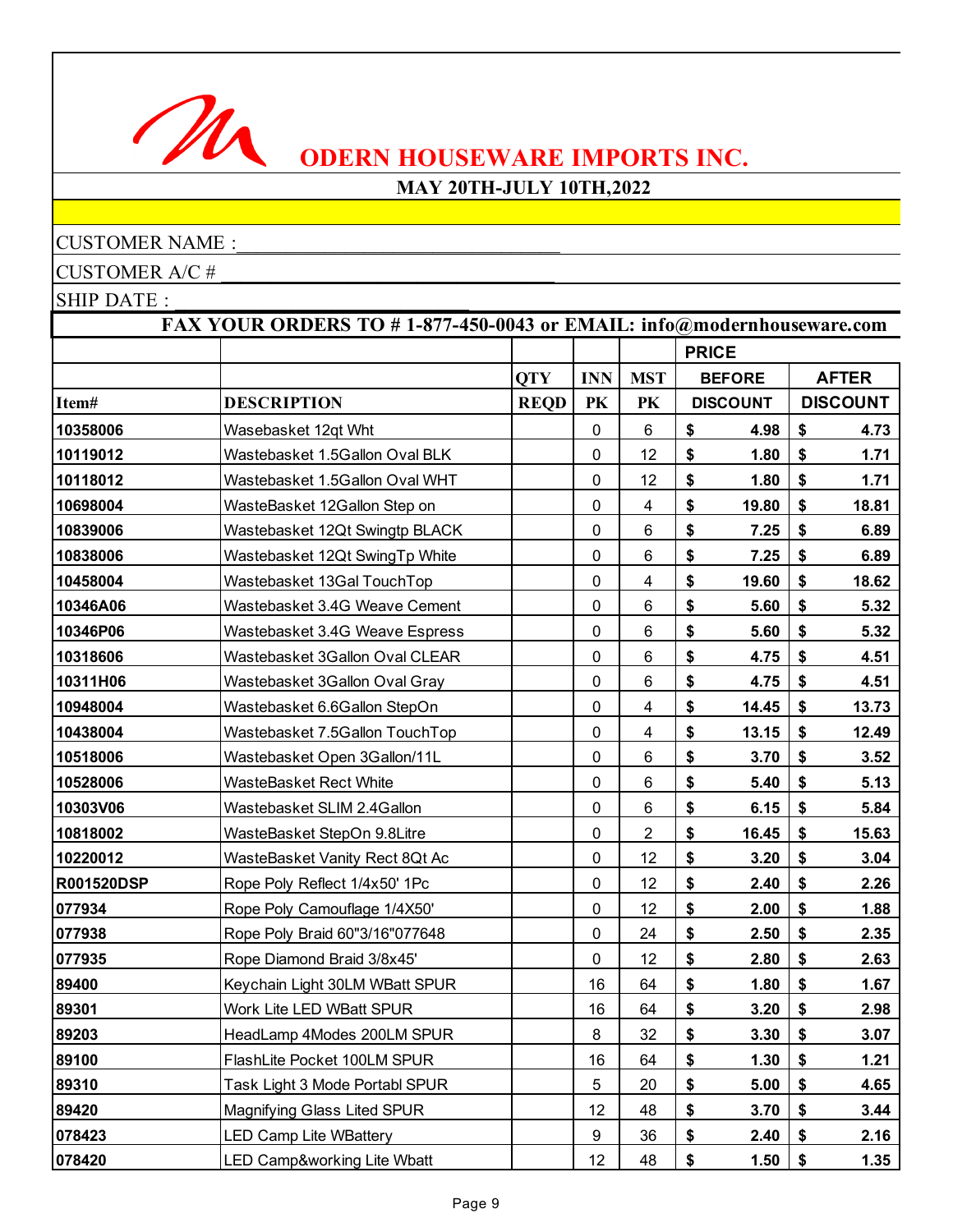# ODERN HOUSEWARE IMPORTS INC.

**MAY 20TH-JULY 10TH,2022**

CUSTOMER NAME :_______________________________

CUSTOMER A/C # _______________________________

SHIP DATE :

**FAX YOUR ORDERS TO # 1-877-450-0043 or EMAIL: info@modernhouseware.com**

| | | | | | PRICE | |
|---|---|---|---|---|---|---|
| | | QTY | INN | MST | BEFORE | AFTER |
| **Item#** | **DESCRIPTION** | **REQD** | **PK** | **PK** | **DISCOUNT** | **DISCOUNT** |
| **10358006** | Wasebasket 12qt Wht | | 0 | 6 | $ 4.98 | $ 4.73 |
| **10119012** | Wastebasket 1.5Gallon Oval BLK | | 0 | 12 | $ 1.80 | $ 1.71 |
| **10118012** | Wastebasket 1.5Gallon Oval WHT | | 0 | 12 | $ 1.80 | $ 1.71 |
| **10698004** | WasteBasket 12Gallon Step on | | 0 | 4 | $ 19.80 | $ 18.81 |
| **10839006** | Wastebasket 12Qt Swingtp BLACK | | 0 | 6 | $ 7.25 | $ 6.89 |
| **10838006** | Wastebasket 12Qt SwingTp White | | 0 | 6 | $ 7.25 | $ 6.89 |
| **10458004** | Wastebasket 13Gal TouchTop | | 0 | 4 | $ 19.60 | $ 18.62 |
| **10346A06** | Wastebasket 3.4G Weave Cement | | 0 | 6 | $ 5.60 | $ 5.32 |
| **10346P06** | Wastebasket 3.4G Weave Espress | | 0 | 6 | $ 5.60 | $ 5.32 |
| **10318606** | Wastebasket 3Gallon Oval CLEAR | | 0 | 6 | $ 4.75 | $ 4.51 |
| **10311H06** | Wastebasket 3Gallon Oval Gray | | 0 | 6 | $ 4.75 | $ 4.51 |
| **10948004** | Wastebasket 6.6Gallon StepOn | | 0 | 4 | $ 14.45 | $ 13.73 |
| **10438004** | Wastebasket 7.5Gallon TouchTop | | 0 | 4 | $ 13.15 | $ 12.49 |
| **10518006** | Wastebasket Open 3Gallon/11L | | 0 | 6 | $ 3.70 | $ 3.52 |
| **10528006** | WasteBasket Rect White | | 0 | 6 | $ 5.40 | $ 5.13 |
| **10303V06** | Wastebasket SLIM 2.4Gallon | | 0 | 6 | $ 6.15 | $ 5.84 |
| **10818002** | WasteBasket StepOn 9.8Litre | | 0 | 2 | $ 16.45 | $ 15.63 |
| **10220012** | WasteBasket Vanity Rect 8Qt Ac | | 0 | 12 | $ 3.20 | $ 3.04 |
| **R001520DSP** | Rope Poly Reflect 1/4x50' 1Pc | | 0 | 12 | $ 2.40 | $ 2.26 |
| **077934** | Rope Poly Camouflage 1/4X50' | | 0 | 12 | $ 2.00 | $ 1.88 |
| **077938** | Rope Poly Braid 60"3/16"077648 | | 0 | 24 | $ 2.50 | $ 2.35 |
| **077935** | Rope Diamond Braid 3/8x45' | | 0 | 12 | $ 2.80 | $ 2.63 |
| **89400** | Keychain Light 30LM WBatt SPUR | | 16 | 64 | $ 1.80 | $ 1.67 |
| **89301** | Work Lite LED WBatt SPUR | | 16 | 64 | $ 3.20 | $ 2.98 |
| **89203** | HeadLamp 4Modes 200LM SPUR | | 8 | 32 | $ 3.30 | $ 3.07 |
| **89100** | FlashLite Pocket 100LM SPUR | | 16 | 64 | $ 1.30 | $ 1.21 |
| **89310** | Task Light 3 Mode Portabl SPUR | | 5 | 20 | $ 5.00 | $ 4.65 |
| **89420** | Magnifying Glass Lited SPUR | | 12 | 48 | $ 3.70 | $ 3.44 |
| **078423** | LED Camp Lite WBattery | | 9 | 36 | $ 2.40 | $ 2.16 |
| **078420** | LED Camp&working Lite Wbatt | | 12 | 48 | $ 1.50 | $ 1.35 |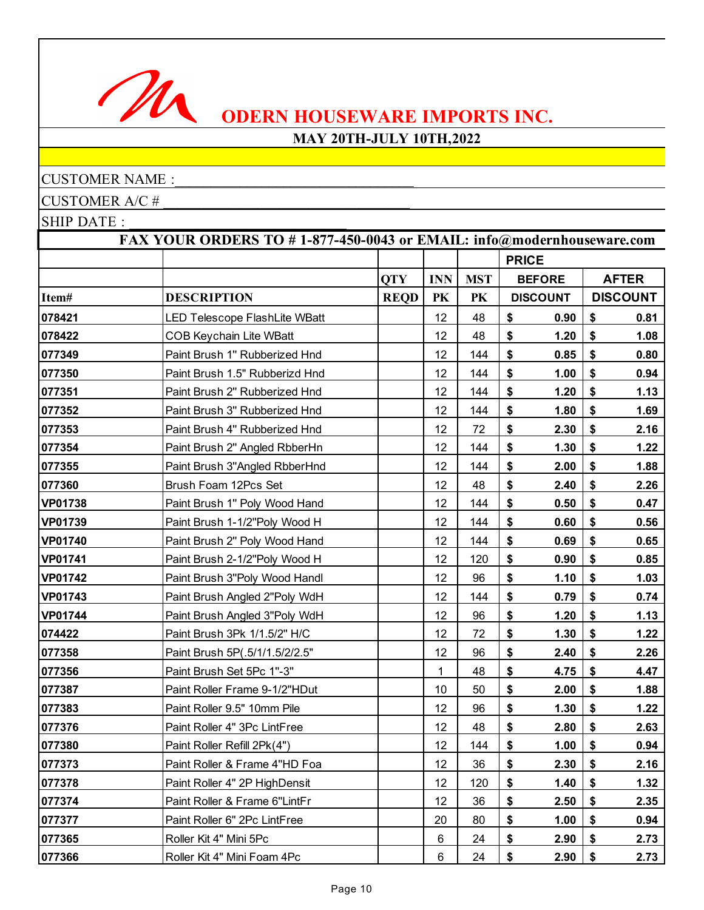# ODERN HOUSEWARE IMPORTS INC.

## MAY 20TH-JULY 10TH,2022

CUSTOMER NAME :_______________________________

CUSTOMER A/C # _______________________________

SHIP DATE : _______________________________

**FAX YOUR ORDERS TO # 1-877-450-0043 or EMAIL: info@modernhouseware.com**

| Item# | DESCRIPTION | QTY REQD | INN PK | MST PK | PRICE BEFORE DISCOUNT | PRICE AFTER DISCOUNT |
|---|---|---|---|---|---|---|
| 078421 | LED Telescope FlashLite WBatt | | 12 | 48 | $ 0.90 | $ 0.81 |
| 078422 | COB Keychain Lite WBatt | | 12 | 48 | $ 1.20 | $ 1.08 |
| 077349 | Paint Brush 1" Rubberized Hnd | | 12 | 144 | $ 0.85 | $ 0.80 |
| 077350 | Paint Brush 1.5" Rubberizd Hnd | | 12 | 144 | $ 1.00 | $ 0.94 |
| 077351 | Paint Brush 2" Rubberized Hnd | | 12 | 144 | $ 1.20 | $ 1.13 |
| 077352 | Paint Brush 3" Rubberized Hnd | | 12 | 144 | $ 1.80 | $ 1.69 |
| 077353 | Paint Brush 4" Rubberized Hnd | | 12 | 72 | $ 2.30 | $ 2.16 |
| 077354 | Paint Brush 2" Angled RbberHn | | 12 | 144 | $ 1.30 | $ 1.22 |
| 077355 | Paint Brush 3"Angled RbberHnd | | 12 | 144 | $ 2.00 | $ 1.88 |
| 077360 | Brush Foam 12Pcs Set | | 12 | 48 | $ 2.40 | $ 2.26 |
| VP01738 | Paint Brush 1" Poly Wood Hand | | 12 | 144 | $ 0.50 | $ 0.47 |
| VP01739 | Paint Brush 1-1/2"Poly Wood H | | 12 | 144 | $ 0.60 | $ 0.56 |
| VP01740 | Paint Brush 2" Poly Wood Hand | | 12 | 144 | $ 0.69 | $ 0.65 |
| VP01741 | Paint Brush 2-1/2"Poly Wood H | | 12 | 120 | $ 0.90 | $ 0.85 |
| VP01742 | Paint Brush 3"Poly Wood Handl | | 12 | 96 | $ 1.10 | $ 1.03 |
| VP01743 | Paint Brush Angled 2"Poly WdH | | 12 | 144 | $ 0.79 | $ 0.74 |
| VP01744 | Paint Brush Angled 3"Poly WdH | | 12 | 96 | $ 1.20 | $ 1.13 |
| 074422 | Paint Brush 3Pk 1/1.5/2" H/C | | 12 | 72 | $ 1.30 | $ 1.22 |
| 077358 | Paint Brush 5P(.5/1/1.5/2/2.5" | | 12 | 96 | $ 2.40 | $ 2.26 |
| 077356 | Paint Brush Set 5Pc 1"-3" | | 1 | 48 | $ 4.75 | $ 4.47 |
| 077387 | Paint Roller Frame 9-1/2"HDut | | 10 | 50 | $ 2.00 | $ 1.88 |
| 077383 | Paint Roller 9.5" 10mm Pile | | 12 | 96 | $ 1.30 | $ 1.22 |
| 077376 | Paint Roller 4" 3Pc LintFree | | 12 | 48 | $ 2.80 | $ 2.63 |
| 077380 | Paint Roller Refill 2Pk(4") | | 12 | 144 | $ 1.00 | $ 0.94 |
| 077373 | Paint Roller & Frame 4"HD Foa | | 12 | 36 | $ 2.30 | $ 2.16 |
| 077378 | Paint Roller 4" 2P HighDensit | | 12 | 120 | $ 1.40 | $ 1.32 |
| 077374 | Paint Roller & Frame 6"LintFr | | 12 | 36 | $ 2.50 | $ 2.35 |
| 077377 | Paint Roller 6" 2Pc LintFree | | 20 | 80 | $ 1.00 | $ 0.94 |
| 077365 | Roller Kit 4" Mini 5Pc | | 6 | 24 | $ 2.90 | $ 2.73 |
| 077366 | Roller Kit 4" Mini Foam 4Pc | | 6 | 24 | $ 2.90 | $ 2.73 |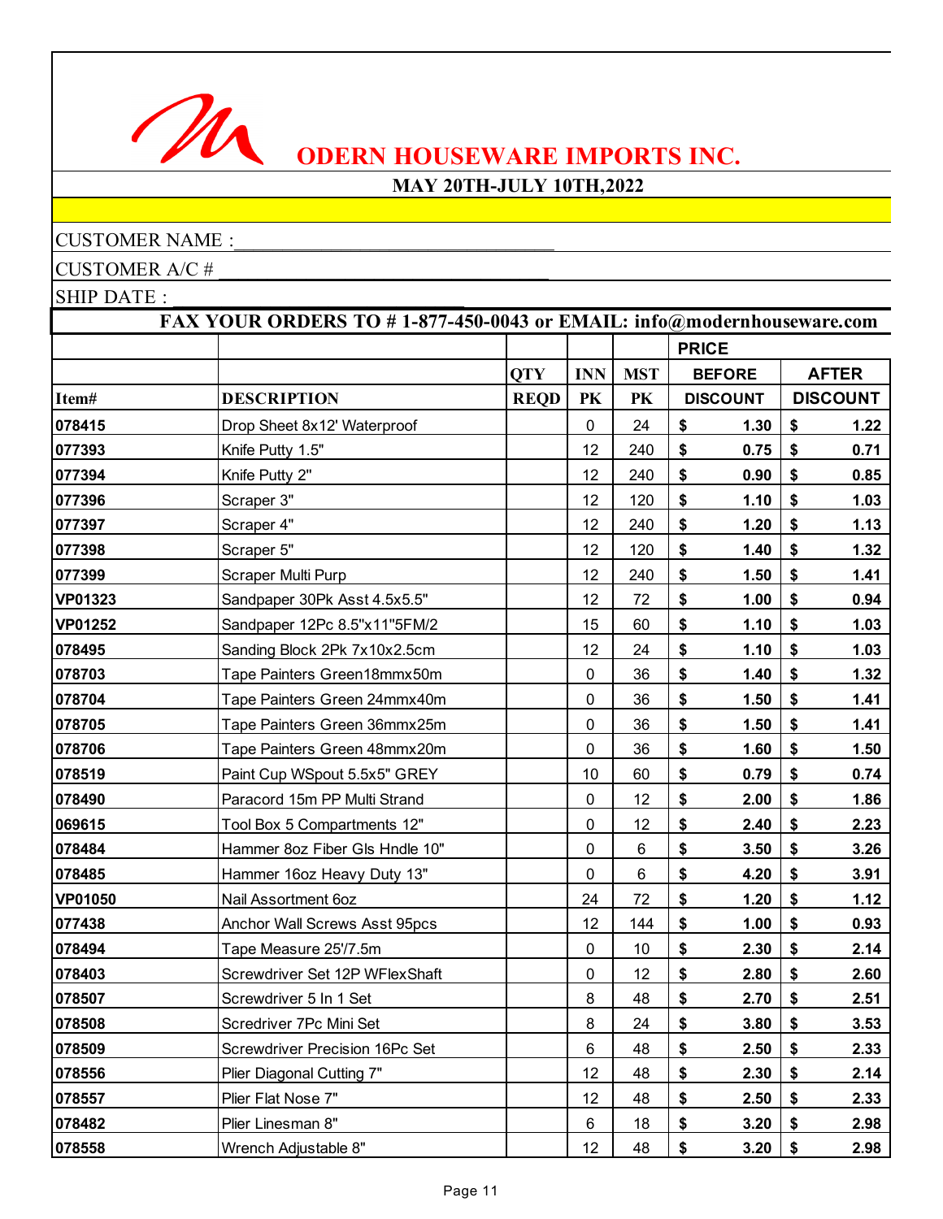# ODERN HOUSEWARE IMPORTS INC.

**MAY 20TH-JULY 10TH,2022**

CUSTOMER NAME :________________________________

CUSTOMER A/C # ________________________________

SHIP DATE : ________________________________

**FAX YOUR ORDERS TO # 1-877-450-0043 or EMAIL: info@modernhouseware.com**

| Item# | DESCRIPTION | QTY REQD | INN PK | MST PK | PRICE BEFORE DISCOUNT | AFTER DISCOUNT |
|---|---|---|---|---|---|---|
| 078415 | Drop Sheet 8x12' Waterproof | | 0 | 24 | $ 1.30 | $ 1.22 |
| 077393 | Knife Putty 1.5" | | 12 | 240 | $ 0.75 | $ 0.71 |
| 077394 | Knife Putty 2" | | 12 | 240 | $ 0.90 | $ 0.85 |
| 077396 | Scraper 3" | | 12 | 120 | $ 1.10 | $ 1.03 |
| 077397 | Scraper 4" | | 12 | 240 | $ 1.20 | $ 1.13 |
| 077398 | Scraper 5" | | 12 | 120 | $ 1.40 | $ 1.32 |
| 077399 | Scraper Multi Purp | | 12 | 240 | $ 1.50 | $ 1.41 |
| VP01323 | Sandpaper 30Pk Asst 4.5x5.5" | | 12 | 72 | $ 1.00 | $ 0.94 |
| VP01252 | Sandpaper 12Pc 8.5"x11"5FM/2 | | 15 | 60 | $ 1.10 | $ 1.03 |
| 078495 | Sanding Block 2Pk 7x10x2.5cm | | 12 | 24 | $ 1.10 | $ 1.03 |
| 078703 | Tape Painters Green18mmx50m | | 0 | 36 | $ 1.40 | $ 1.32 |
| 078704 | Tape Painters Green 24mmx40m | | 0 | 36 | $ 1.50 | $ 1.41 |
| 078705 | Tape Painters Green 36mmx25m | | 0 | 36 | $ 1.50 | $ 1.41 |
| 078706 | Tape Painters Green 48mmx20m | | 0 | 36 | $ 1.60 | $ 1.50 |
| 078519 | Paint Cup WSpout 5.5x5" GREY | | 10 | 60 | $ 0.79 | $ 0.74 |
| 078490 | Paracord 15m PP Multi Strand | | 0 | 12 | $ 2.00 | $ 1.86 |
| 069615 | Tool Box 5 Compartments 12" | | 0 | 12 | $ 2.40 | $ 2.23 |
| 078484 | Hammer 8oz Fiber Gls Hndle 10" | | 0 | 6 | $ 3.50 | $ 3.26 |
| 078485 | Hammer 16oz Heavy Duty 13" | | 0 | 6 | $ 4.20 | $ 3.91 |
| VP01050 | Nail Assortment 6oz | | 24 | 72 | $ 1.20 | $ 1.12 |
| 077438 | Anchor Wall Screws Asst 95pcs | | 12 | 144 | $ 1.00 | $ 0.93 |
| 078494 | Tape Measure 25'/7.5m | | 0 | 10 | $ 2.30 | $ 2.14 |
| 078403 | Screwdriver Set 12P WFlexShaft | | 0 | 12 | $ 2.80 | $ 2.60 |
| 078507 | Screwdriver 5 In 1 Set | | 8 | 48 | $ 2.70 | $ 2.51 |
| 078508 | Scredriver 7Pc Mini Set | | 8 | 24 | $ 3.80 | $ 3.53 |
| 078509 | Screwdriver Precision 16Pc Set | | 6 | 48 | $ 2.50 | $ 2.33 |
| 078556 | Plier Diagonal Cutting 7" | | 12 | 48 | $ 2.30 | $ 2.14 |
| 078557 | Plier Flat Nose 7" | | 12 | 48 | $ 2.50 | $ 2.33 |
| 078482 | Plier Linesman 8" | | 6 | 18 | $ 3.20 | $ 2.98 |
| 078558 | Wrench Adjustable 8" | | 12 | 48 | $ 3.20 | $ 2.98 |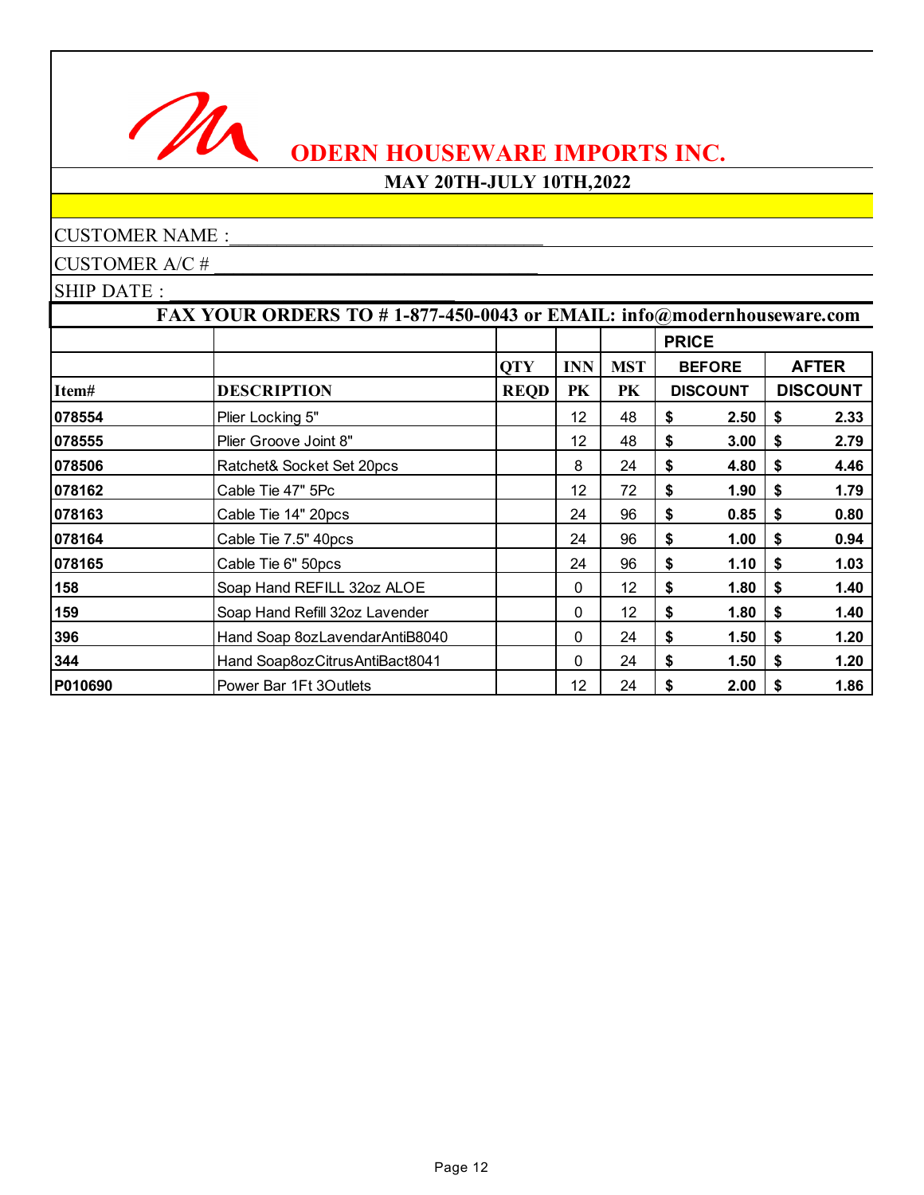# ODERN HOUSEWARE IMPORTS INC.

**MAY 20TH-JULY 10TH,2022**

CUSTOMER NAME :_______________________________

CUSTOMER A/C # _______________________________

SHIP DATE : _______________________________

**FAX YOUR ORDERS TO # 1-877-450-0043 or EMAIL: info@modernhouseware.com**

| | | | | | PRICE | |
|---|---|---|---|---|---|---|
| | | QTY | INN | MST | BEFORE | AFTER |
| Item# | DESCRIPTION | REQD | PK | PK | DISCOUNT | DISCOUNT |
| 078554 | Plier Locking 5" | | 12 | 48 | $ 2.50 | $ 2.33 |
| 078555 | Plier Groove Joint 8" | | 12 | 48 | $ 3.00 | $ 2.79 |
| 078506 | Ratchet& Socket Set 20pcs | | 8 | 24 | $ 4.80 | $ 4.46 |
| 078162 | Cable Tie 47" 5Pc | | 12 | 72 | $ 1.90 | $ 1.79 |
| 078163 | Cable Tie 14" 20pcs | | 24 | 96 | $ 0.85 | $ 0.80 |
| 078164 | Cable Tie 7.5" 40pcs | | 24 | 96 | $ 1.00 | $ 0.94 |
| 078165 | Cable Tie 6" 50pcs | | 24 | 96 | $ 1.10 | $ 1.03 |
| 158 | Soap Hand REFILL 32oz ALOE | | 0 | 12 | $ 1.80 | $ 1.40 |
| 159 | Soap Hand Refill 32oz Lavender | | 0 | 12 | $ 1.80 | $ 1.40 |
| 396 | Hand Soap 8ozLavendarAntiB8040 | | 0 | 24 | $ 1.50 | $ 1.20 |
| 344 | Hand Soap8ozCitrusAntiBact8041 | | 0 | 24 | $ 1.50 | $ 1.20 |
| P010690 | Power Bar 1Ft 3Outlets | | 12 | 24 | $ 2.00 | $ 1.86 |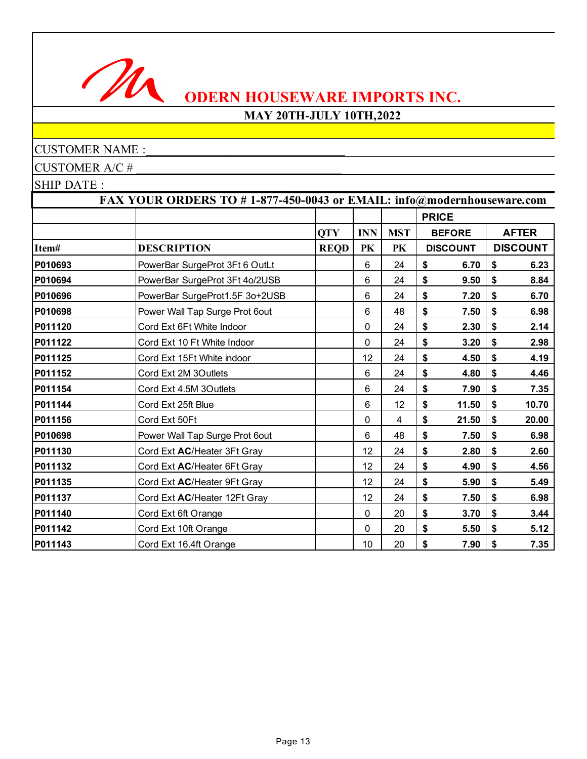# ODERN HOUSEWARE IMPORTS INC.

**MAY 20TH-JULY 10TH,2022**

CUSTOMER NAME :________________________________

CUSTOMER A/C # ________________________________

SHIP DATE : ________________________________

**FAX YOUR ORDERS TO # 1-877-450-0043 or EMAIL: info@modernhouseware.com**

| | | | | | PRICE | |
|---|---|---|---|---|---|---|
| | | QTY | INN | MST | BEFORE | AFTER |
| **Item#** | **DESCRIPTION** | **REQD** | **PK** | **PK** | **DISCOUNT** | **DISCOUNT** |
| **P010693** | PowerBar SurgeProt 3Ft 6 OutLt | | 6 | 24 | **$ 6.70** | **$ 6.23** |
| **P010694** | PowerBar SurgeProt 3Ft 4o/2USB | | 6 | 24 | **$ 9.50** | **$ 8.84** |
| **P010696** | PowerBar SurgeProt1.5F 3o+2USB | | 6 | 24 | **$ 7.20** | **$ 6.70** |
| **P010698** | Power Wall Tap Surge Prot 6out | | 6 | 48 | **$ 7.50** | **$ 6.98** |
| **P011120** | Cord Ext 6Ft White Indoor | | 0 | 24 | **$ 2.30** | **$ 2.14** |
| **P011122** | Cord Ext 10 Ft White Indoor | | 0 | 24 | **$ 3.20** | **$ 2.98** |
| **P011125** | Cord Ext 15Ft White indoor | | 12 | 24 | **$ 4.50** | **$ 4.19** |
| **P011152** | Cord Ext 2M 3Outlets | | 6 | 24 | **$ 4.80** | **$ 4.46** |
| **P011154** | Cord Ext 4.5M 3Outlets | | 6 | 24 | **$ 7.90** | **$ 7.35** |
| **P011144** | Cord Ext 25ft Blue | | 6 | 12 | **$ 11.50** | **$ 10.70** |
| **P011156** | Cord Ext 50Ft | | 0 | 4 | **$ 21.50** | **$ 20.00** |
| **P010698** | Power Wall Tap Surge Prot 6out | | 6 | 48 | **$ 7.50** | **$ 6.98** |
| **P011130** | Cord Ext **AC**/Heater 3Ft Gray | | 12 | 24 | **$ 2.80** | **$ 2.60** |
| **P011132** | Cord Ext **AC**/Heater 6Ft Gray | | 12 | 24 | **$ 4.90** | **$ 4.56** |
| **P011135** | Cord Ext **AC**/Heater 9Ft Gray | | 12 | 24 | **$ 5.90** | **$ 5.49** |
| **P011137** | Cord Ext **AC**/Heater 12Ft Gray | | 12 | 24 | **$ 7.50** | **$ 6.98** |
| **P011140** | Cord Ext 6ft Orange | | 0 | 20 | **$ 3.70** | **$ 3.44** |
| **P011142** | Cord Ext 10ft Orange | | 0 | 20 | **$ 5.50** | **$ 5.12** |
| **P011143** | Cord Ext 16.4ft Orange | | 10 | 20 | **$ 7.90** | **$ 7.35** |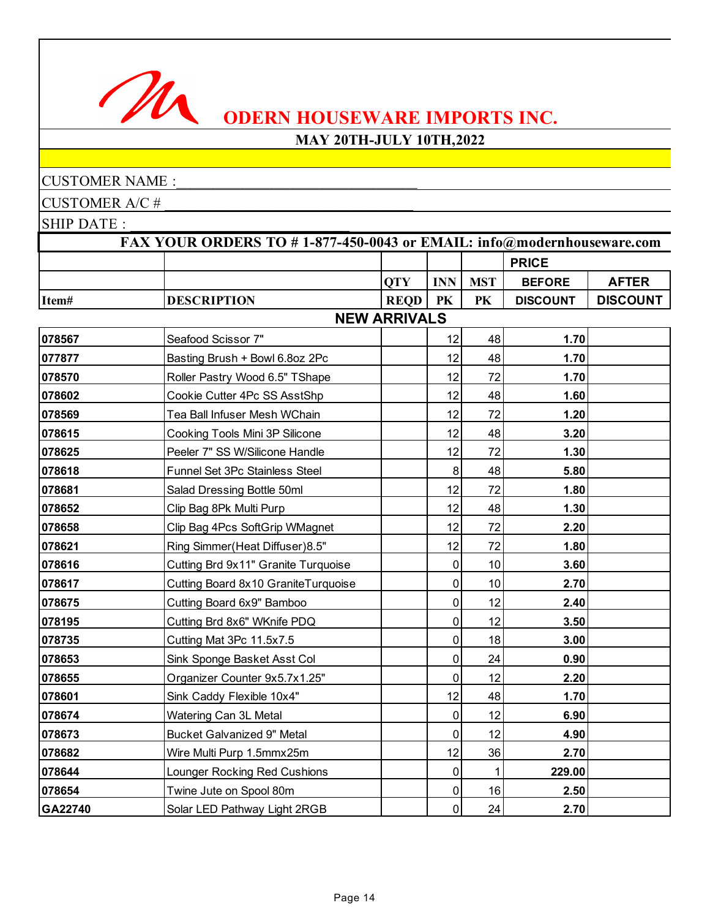# ODERN HOUSEWARE IMPORTS INC.

**MAY 20TH-JULY 10TH,2022**

CUSTOMER NAME :________________________________

CUSTOMER A/C # ________________________________

SHIP DATE : ________________________________

**FAX YOUR ORDERS TO # 1-877-450-0043 or EMAIL: info@modernhouseware.com**

| | | | | | PRICE | |
|---|---|---|---|---|---|---|
| | | QTY | INN | MST | BEFORE | AFTER |
| **Item#** | **DESCRIPTION** | **REQD** | **PK** | **PK** | **DISCOUNT** | **DISCOUNT** |
| | **NEW ARRIVALS** | | | | | |
| **078567** | Seafood Scissor 7" | | 12 | 48 | **1.70** | |
| **077877** | Basting Brush + Bowl 6.8oz 2Pc | | 12 | 48 | **1.70** | |
| **078570** | Roller Pastry Wood 6.5" TShape | | 12 | 72 | **1.70** | |
| **078602** | Cookie Cutter 4Pc SS AsstShp | | 12 | 48 | **1.60** | |
| **078569** | Tea Ball Infuser Mesh WChain | | 12 | 72 | **1.20** | |
| **078615** | Cooking Tools Mini 3P Silicone | | 12 | 48 | **3.20** | |
| **078625** | Peeler 7" SS W/Silicone Handle | | 12 | 72 | **1.30** | |
| **078618** | Funnel Set 3Pc Stainless Steel | | 8 | 48 | **5.80** | |
| **078681** | Salad Dressing Bottle 50ml | | 12 | 72 | **1.80** | |
| **078652** | Clip Bag 8Pk Multi Purp | | 12 | 48 | **1.30** | |
| **078658** | Clip Bag 4Pcs SoftGrip WMagnet | | 12 | 72 | **2.20** | |
| **078621** | Ring Simmer(Heat Diffuser)8.5" | | 12 | 72 | **1.80** | |
| **078616** | Cutting Brd 9x11" Granite Turquoise | | 0 | 10 | **3.60** | |
| **078617** | Cutting Board 8x10 GraniteTurquoise | | 0 | 10 | **2.70** | |
| **078675** | Cutting Board 6x9" Bamboo | | 0 | 12 | **2.40** | |
| **078195** | Cutting Brd 8x6" WKnife PDQ | | 0 | 12 | **3.50** | |
| **078735** | Cutting Mat 3Pc 11.5x7.5 | | 0 | 18 | **3.00** | |
| **078653** | Sink Sponge Basket Asst Col | | 0 | 24 | **0.90** | |
| **078655** | Organizer Counter 9x5.7x1.25" | | 0 | 12 | **2.20** | |
| **078601** | Sink Caddy Flexible 10x4" | | 12 | 48 | **1.70** | |
| **078674** | Watering Can 3L Metal | | 0 | 12 | **6.90** | |
| **078673** | Bucket Galvanized 9" Metal | | 0 | 12 | **4.90** | |
| **078682** | Wire Multi Purp 1.5mmx25m | | 12 | 36 | **2.70** | |
| **078644** | Lounger Rocking Red Cushions | | 0 | 1 | **229.00** | |
| **078654** | Twine Jute on Spool 80m | | 0 | 16 | **2.50** | |
| **GA22740** | Solar LED Pathway Light 2RGB | | 0 | 24 | **2.70** | |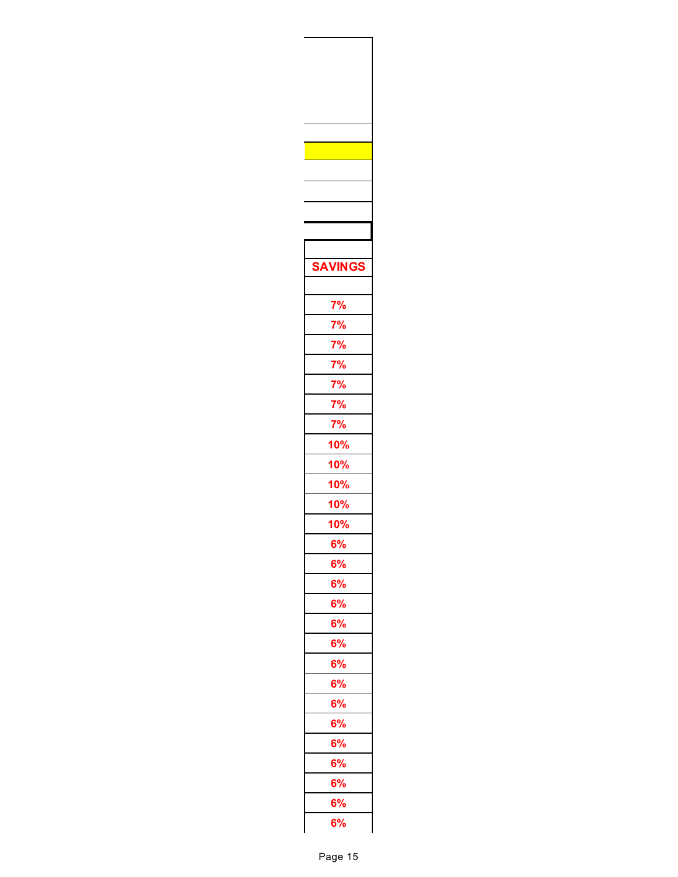| SAVINGS |
| --- |
| |
| 7% |
| 7% |
| 7% |
| 7% |
| 7% |
| 7% |
| 7% |
| 10% |
| 10% |
| 10% |
| 10% |
| 10% |
| 6% |
| 6% |
| 6% |
| 6% |
| 6% |
| 6% |
| 6% |
| 6% |
| 6% |
| 6% |
| 6% |
| 6% |
| 6% |
| 6% |
| 6% |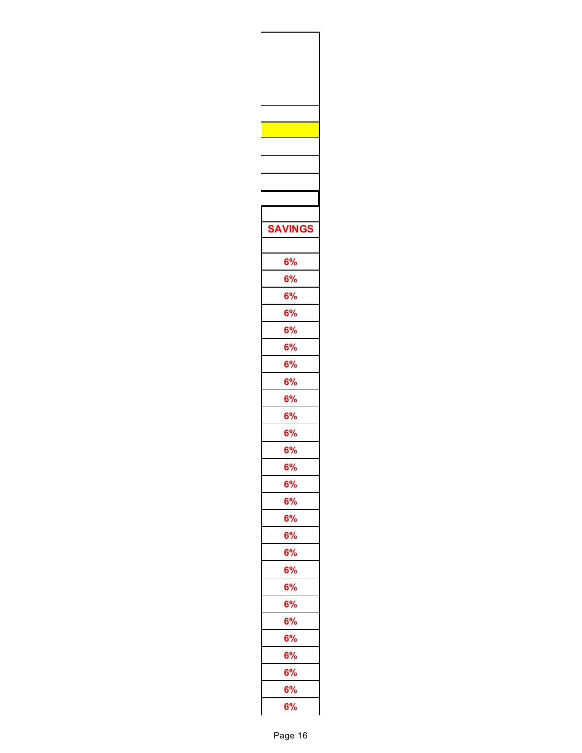| SAVINGS |
|---|
| |
| 6% |
| 6% |
| 6% |
| 6% |
| 6% |
| 6% |
| 6% |
| 6% |
| 6% |
| 6% |
| 6% |
| 6% |
| 6% |
| 6% |
| 6% |
| 6% |
| 6% |
| 6% |
| 6% |
| 6% |
| 6% |
| 6% |
| 6% |
| 6% |
| 6% |
| 6% |
| 6% |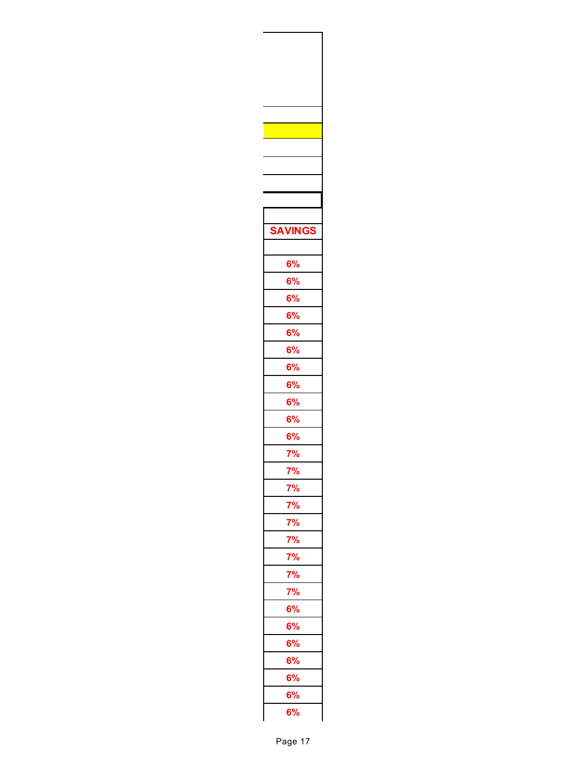| SAVINGS |
| --- |
| |
| 6% |
| 6% |
| 6% |
| 6% |
| 6% |
| 6% |
| 6% |
| 6% |
| 6% |
| 6% |
| 6% |
| 7% |
| 7% |
| 7% |
| 7% |
| 7% |
| 7% |
| 7% |
| 7% |
| 7% |
| 6% |
| 6% |
| 6% |
| 6% |
| 6% |
| 6% |
| 6% |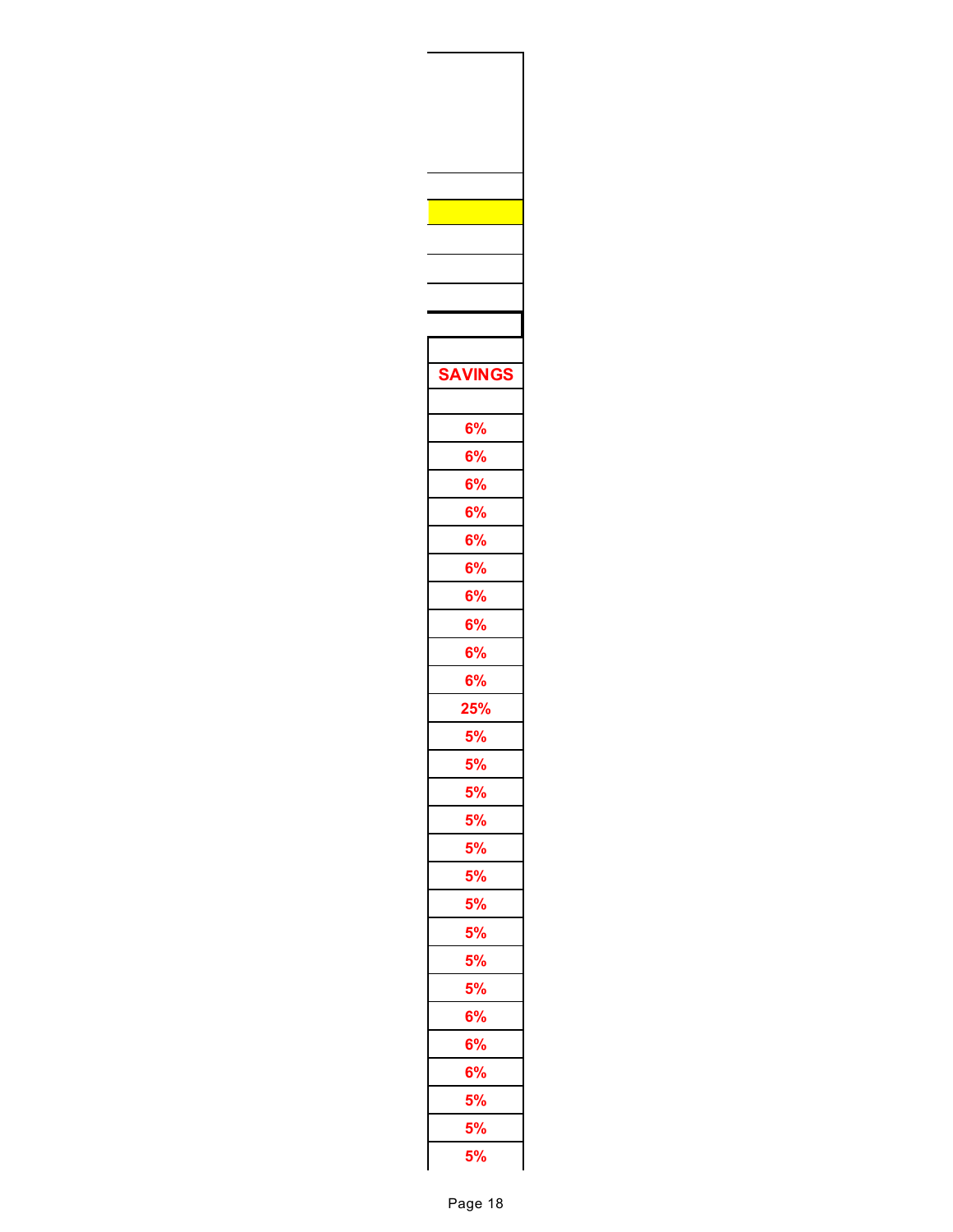| SAVINGS |
|---|
| |
| 6% |
| 6% |
| 6% |
| 6% |
| 6% |
| 6% |
| 6% |
| 6% |
| 6% |
| 6% |
| 25% |
| 5% |
| 5% |
| 5% |
| 5% |
| 5% |
| 5% |
| 5% |
| 5% |
| 5% |
| 5% |
| 6% |
| 6% |
| 6% |
| 5% |
| 5% |
| 5% |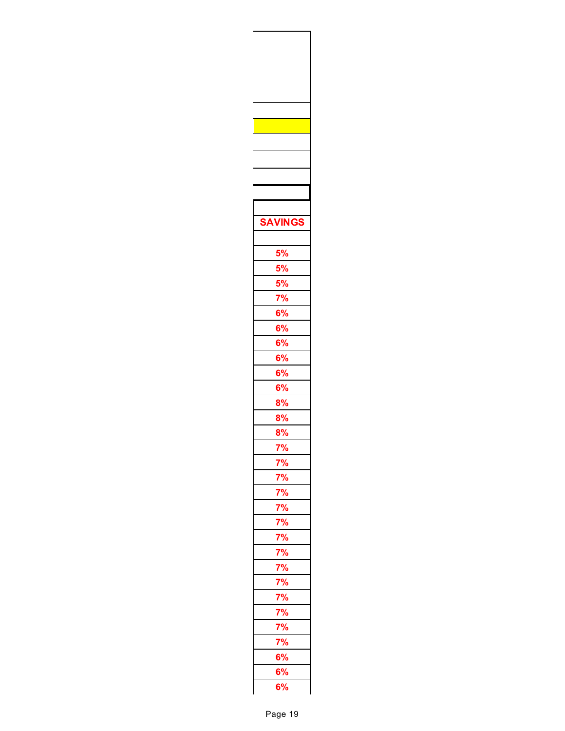| SAVINGS |
|---|
| |
| 5% |
| 5% |
| 5% |
| 7% |
| 6% |
| 6% |
| 6% |
| 6% |
| 6% |
| 6% |
| 8% |
| 8% |
| 8% |
| 7% |
| 7% |
| 7% |
| 7% |
| 7% |
| 7% |
| 7% |
| 7% |
| 7% |
| 7% |
| 7% |
| 7% |
| 7% |
| 7% |
| 6% |
| 6% |
| 6% |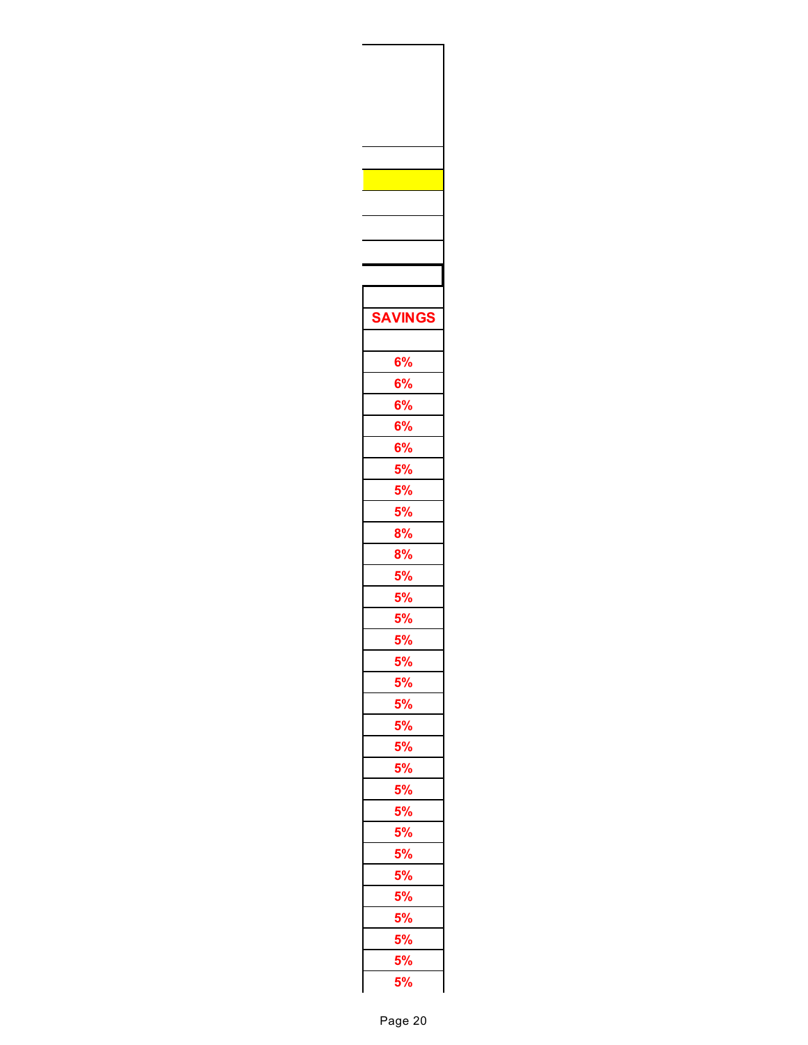| SAVINGS |
| --- |
| |
| 6% |
| 6% |
| 6% |
| 6% |
| 6% |
| 5% |
| 5% |
| 5% |
| 8% |
| 8% |
| 5% |
| 5% |
| 5% |
| 5% |
| 5% |
| 5% |
| 5% |
| 5% |
| 5% |
| 5% |
| 5% |
| 5% |
| 5% |
| 5% |
| 5% |
| 5% |
| 5% |
| 5% |
| 5% |
| 5% |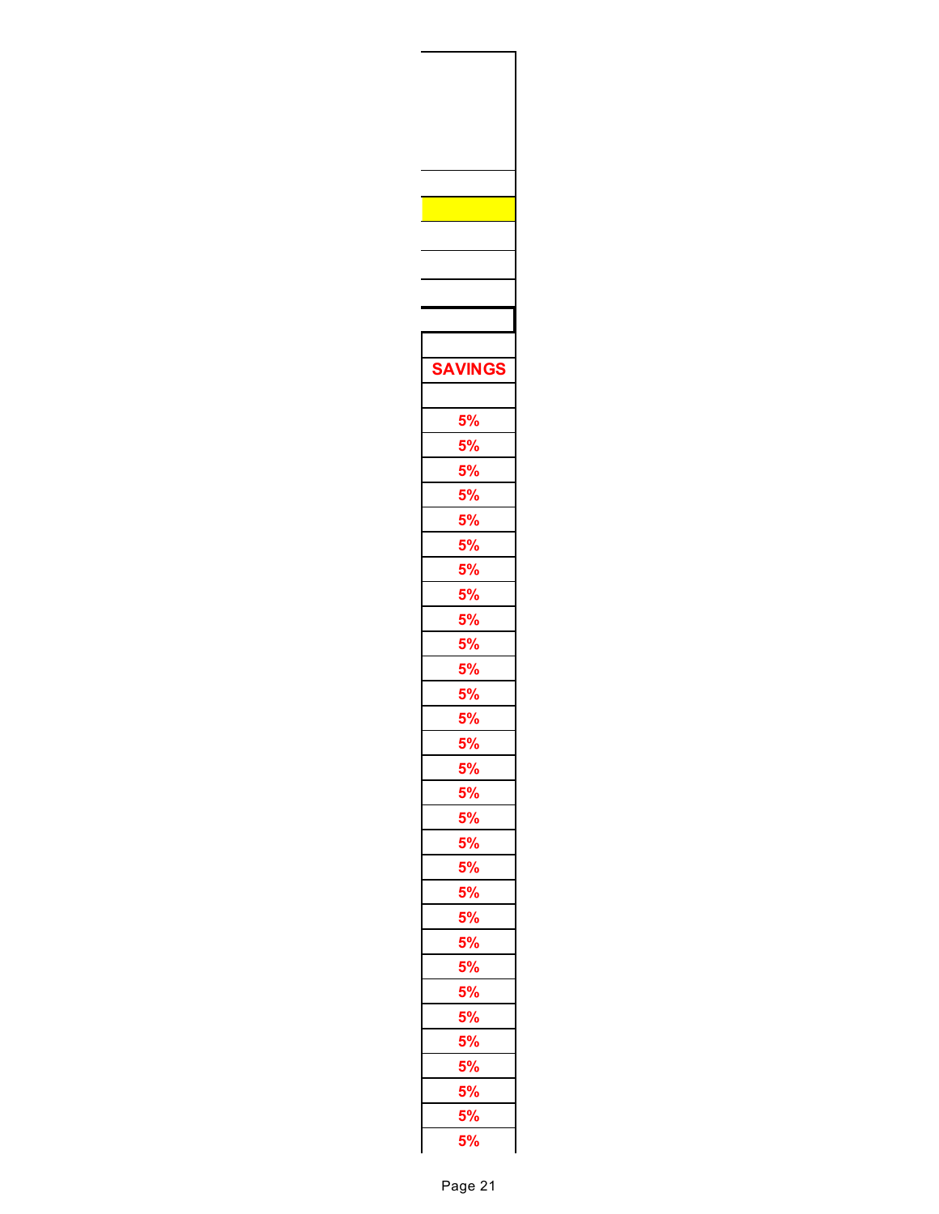| SAVINGS |
| --- |
| |
| 5% |
| 5% |
| 5% |
| 5% |
| 5% |
| 5% |
| 5% |
| 5% |
| 5% |
| 5% |
| 5% |
| 5% |
| 5% |
| 5% |
| 5% |
| 5% |
| 5% |
| 5% |
| 5% |
| 5% |
| 5% |
| 5% |
| 5% |
| 5% |
| 5% |
| 5% |
| 5% |
| 5% |
| 5% |
| 5% |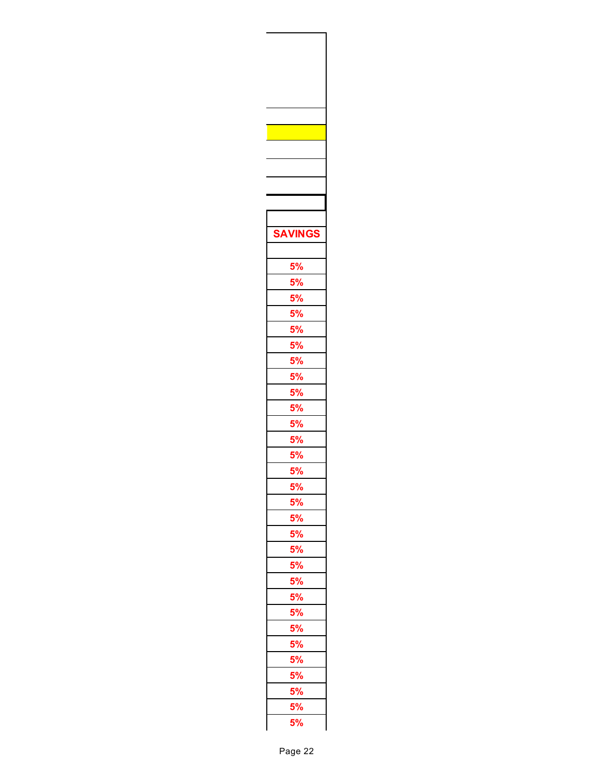| SAVINGS |
|---|
| |
| 5% |
| 5% |
| 5% |
| 5% |
| 5% |
| 5% |
| 5% |
| 5% |
| 5% |
| 5% |
| 5% |
| 5% |
| 5% |
| 5% |
| 5% |
| 5% |
| 5% |
| 5% |
| 5% |
| 5% |
| 5% |
| 5% |
| 5% |
| 5% |
| 5% |
| 5% |
| 5% |
| 5% |
| 5% |
| 5% |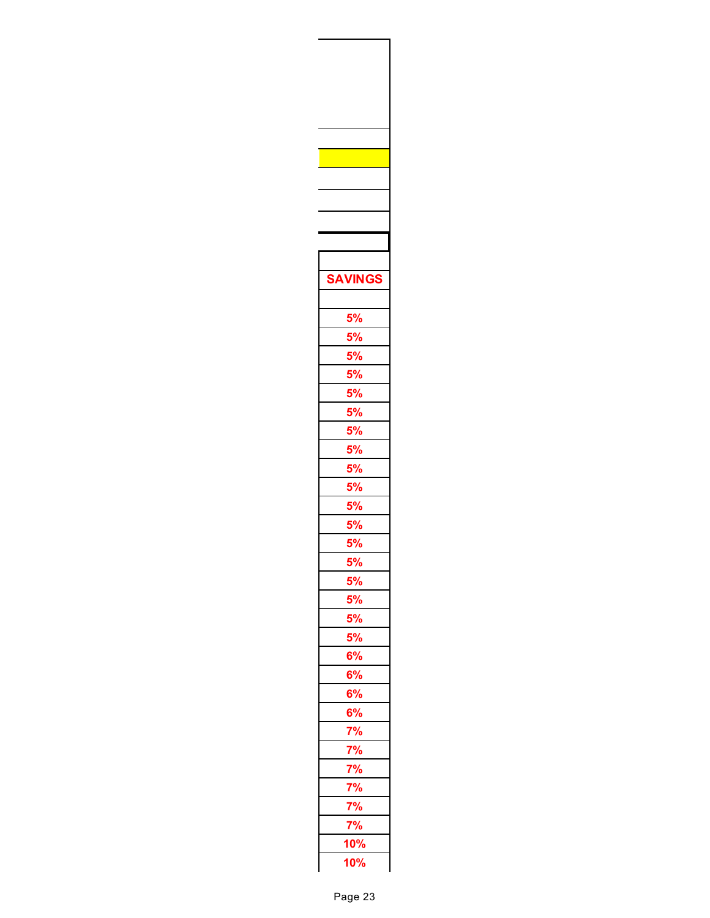| SAVINGS |
| --- |
| |
| 5% |
| 5% |
| 5% |
| 5% |
| 5% |
| 5% |
| 5% |
| 5% |
| 5% |
| 5% |
| 5% |
| 5% |
| 5% |
| 5% |
| 5% |
| 5% |
| 5% |
| 5% |
| 6% |
| 6% |
| 6% |
| 6% |
| 7% |
| 7% |
| 7% |
| 7% |
| 7% |
| 7% |
| 10% |
| 10% |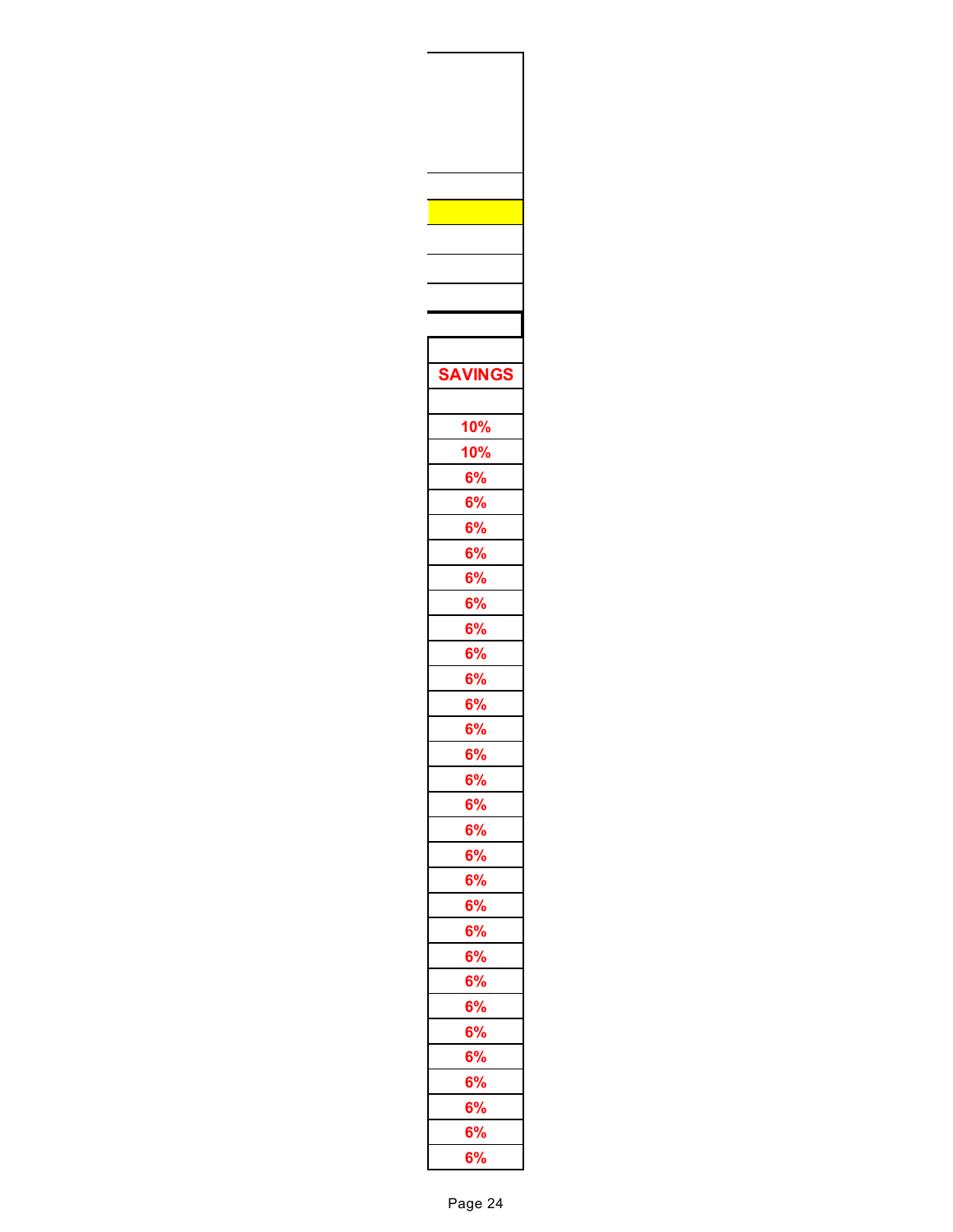| SAVINGS |
| --- |
| |
| 10% |
| 10% |
| 6% |
| 6% |
| 6% |
| 6% |
| 6% |
| 6% |
| 6% |
| 6% |
| 6% |
| 6% |
| 6% |
| 6% |
| 6% |
| 6% |
| 6% |
| 6% |
| 6% |
| 6% |
| 6% |
| 6% |
| 6% |
| 6% |
| 6% |
| 6% |
| 6% |
| 6% |
| 6% |
| 6% |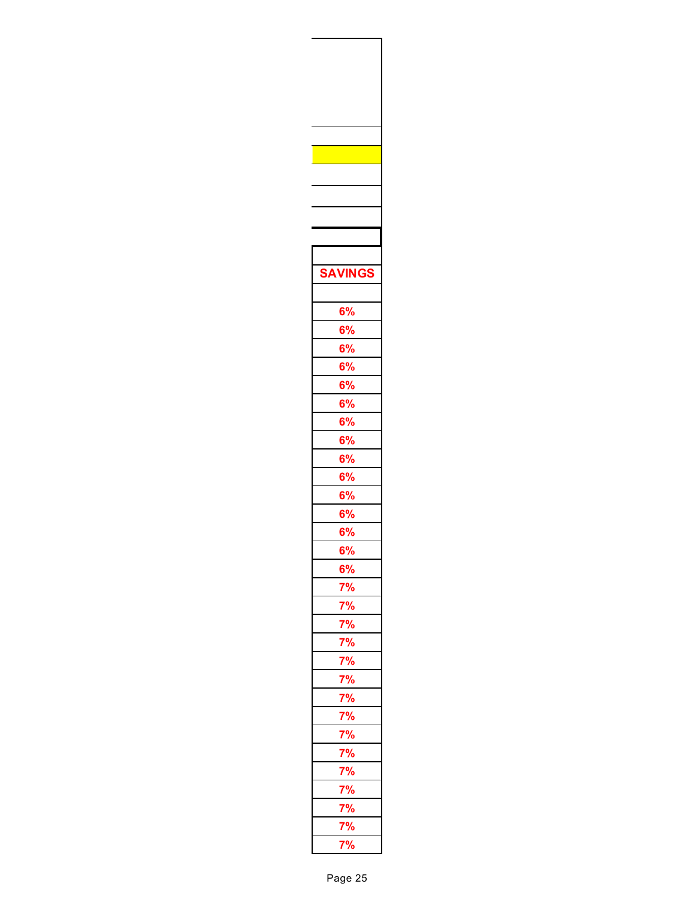| SAVINGS |
|---|
| |
| 6% |
| 6% |
| 6% |
| 6% |
| 6% |
| 6% |
| 6% |
| 6% |
| 6% |
| 6% |
| 6% |
| 6% |
| 6% |
| 6% |
| 6% |
| 7% |
| 7% |
| 7% |
| 7% |
| 7% |
| 7% |
| 7% |
| 7% |
| 7% |
| 7% |
| 7% |
| 7% |
| 7% |
| 7% |
| 7% |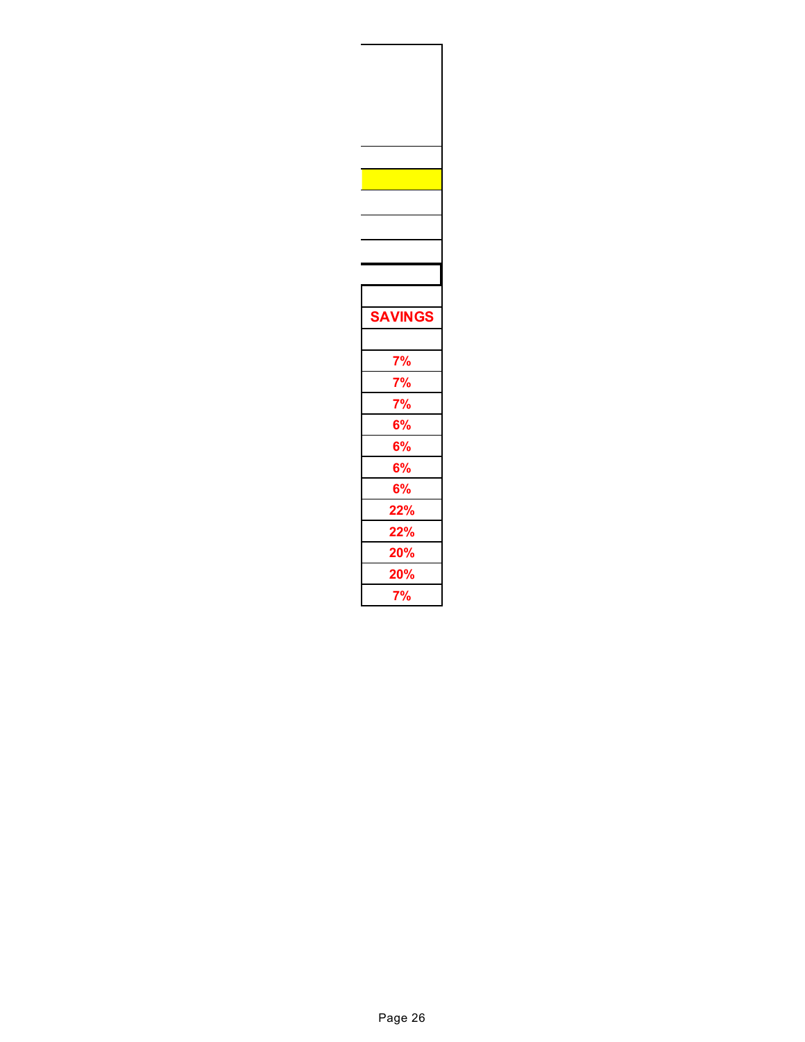| SAVINGS |
| --- |
| |
| 7% |
| 7% |
| 7% |
| 6% |
| 6% |
| 6% |
| 6% |
| 22% |
| 22% |
| 20% |
| 20% |
| 7% |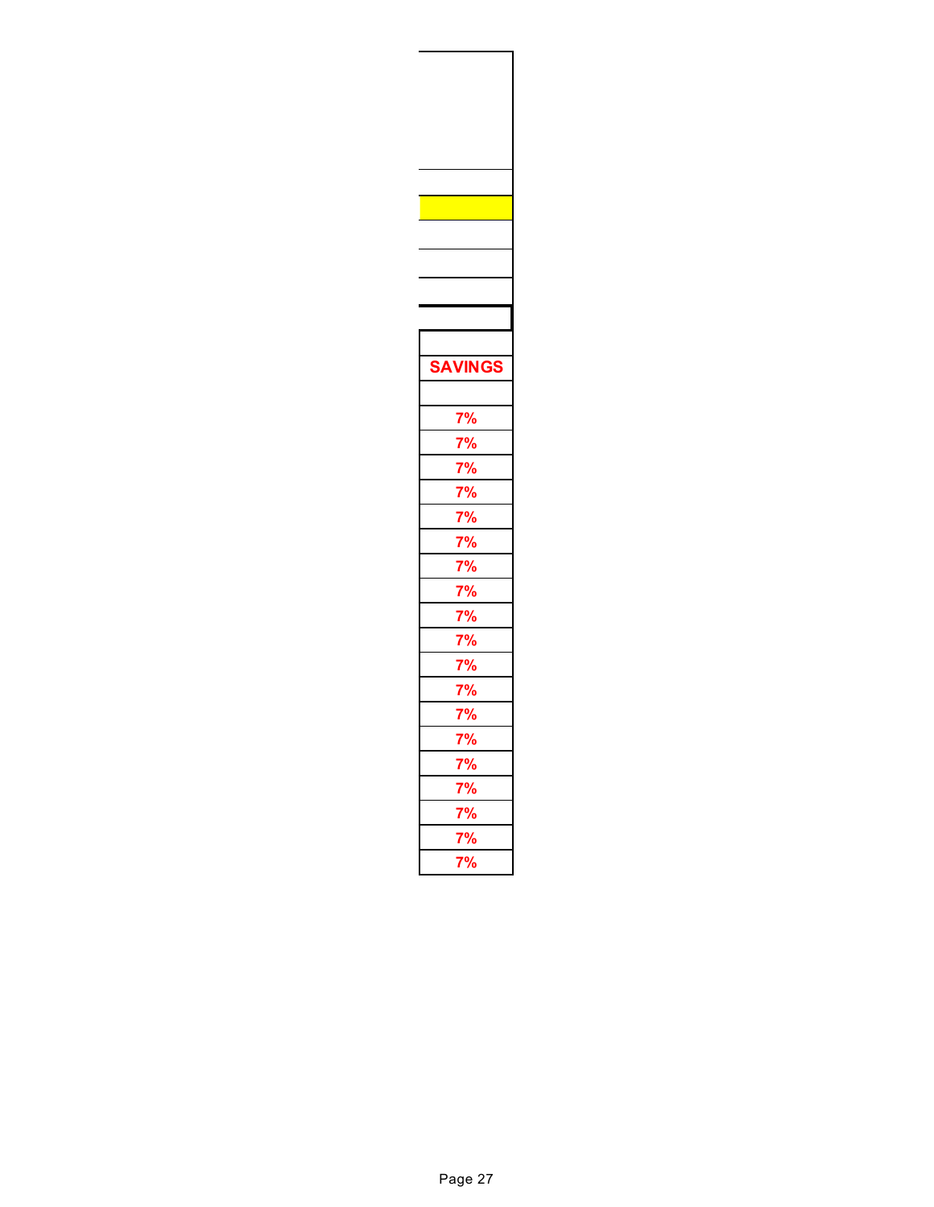| SAVINGS |
| --- |
| |
| 7% |
| 7% |
| 7% |
| 7% |
| 7% |
| 7% |
| 7% |
| 7% |
| 7% |
| 7% |
| 7% |
| 7% |
| 7% |
| 7% |
| 7% |
| 7% |
| 7% |
| 7% |
| 7% |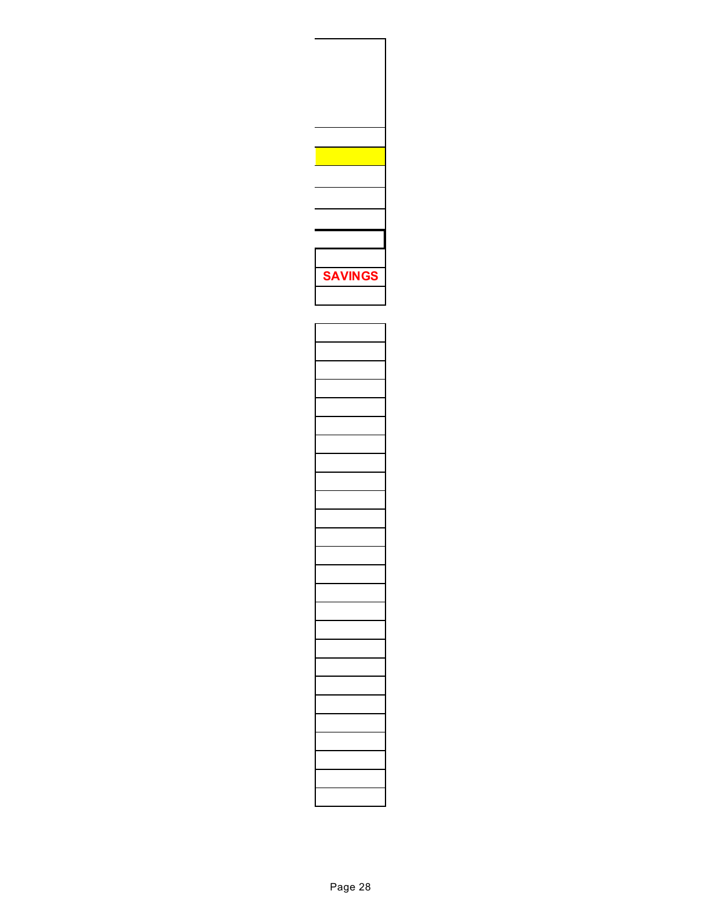SAVINGS